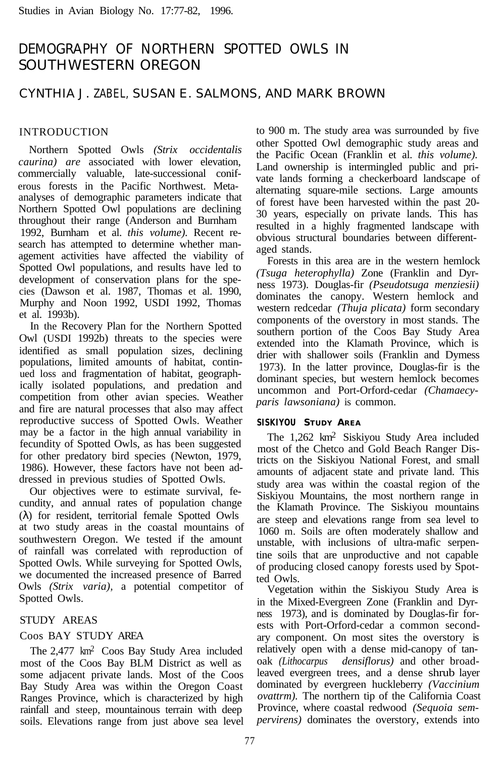# DEMOGRAPHY OF NORTHERN SPOTTED OWLS IN SOUTHWESTERN OREGON

CYNTHIA J. ZABEL, SUSAN E. SALMONS, AND MARK BROWN

## INTRODUCTION

Northern Spotted Owls *(Strix occidentalis caurina) are* associated with lower elevation, commercially valuable, late-successional coniferous forests in the Pacific Northwest. Meta-analyses of demographic parameters indicate that Northern Spotted Owl populations are declining throughout their range (Anderson and Burnham 1992, Burnham et al. *this volume)*. Recent research has attempted to determine whether management activities have affected the viability of Spotted Owl populations, and results have led to development of conservation plans for the species (Dawson et al. 1987, Thomas et al. 1990, Murphy and Noon 1992, USDI 1992, Thomas et al. 1993b).

In the Recovery Plan for the Northern Spotted Owl (USDI 1992b) threats to the species were identified as small population sizes, declining populations, limited amounts of habitat, continued loss and fragmentation of habitat, geographically isolated populations, and predation and competition from other avian species. Weather and fire are natural processes that also may affect reproductive success of Spotted Owls. Weather may be a factor in the high annual variability in fecundity of Spotted Owls, as has been suggested for other predatory bird species (Newton, 1979, 1986). However, these factors have not been addressed in previous studies of Spotted Owls.

Our objectives were to estimate survival, fecundity, and annual rates of population change ($\lambda$) for resident, territorial female Spotted Owls at two study areas in the coastal mountains of southwestern Oregon. We tested if the amount of rainfall was correlated with reproduction of Spotted Owls. While surveying for Spotted Owls, we documented the increased presence of Barred Owls *(Strix varia),* a potential competitor of Spotted Owls.

## STUDY AREAS

### COOS BAY STUDY AREA

The 2,477 km$^2$ Coos Bay Study Area included most of the Coos Bay BLM District as well as some adjacent private lands. Most of the Coos Bay Study Area was within the Oregon Coast Ranges Province, which is characterized by high rainfall and steep, mountainous terrain with deep soils. Elevations range from just above sea level to 900 m. The study area was surrounded by five other Spotted Owl demographic study areas and the Pacific Ocean (Franklin et al. *this volume).* Land ownership is intermingled public and private lands forming a checkerboard landscape of alternating square-mile sections. Large amounts of forest have been harvested within the past 20-30 years, especially on private lands. This has resulted in a highly fragmented landscape with obvious structural boundaries between different-aged stands.

Forests in this area are in the western hemlock *(Tsuga heterophylla)* Zone (Franklin and Dyrness 1973). Douglas-fir *(Pseudotsuga menziesii)* dominates the canopy. Western hemlock and western redcedar *(Thuja plicata)* form secondary components of the overstory in most stands. The southern portion of the Coos Bay Study Area extended into the Klamath Province, which is drier with shallower soils (Franklin and Dymess 1973). In the latter province, Douglas-fir is the dominant species, but western hemlock becomes uncommon and Port-Orford-cedar *(Chamaecyparis lawsoniana)* is common.

### SISKIYOU STUDY AREA

The 1,262 km$^2$ Siskiyou Study Area included most of the Chetco and Gold Beach Ranger Districts on the Siskiyou National Forest, and small amounts of adjacent state and private land. This study area was within the coastal region of the Siskiyou Mountains, the most northern range in the Klamath Province. The Siskiyou mountains are steep and elevations range from sea level to 1060 m. Soils are often moderately shallow and unstable, with inclusions of ultra-mafic serpentine soils that are unproductive and not capable of producing closed canopy forests used by Spotted Owls.

Vegetation within the Siskiyou Study Area is in the Mixed-Evergreen Zone (Franklin and Dyrness 1973), and is dominated by Douglas-fir forests with Port-Orford-cedar a common secondary component. On most sites the overstory is relatively open with a dense mid-canopy of tanoak *(Lithocarpus densiflorus)* and other broad-leaved evergreen trees, and a dense shrub layer dominated by evergreen huckleberry *(Vaccinium ovattrm).* The northern tip of the California Coast Province, where coastal redwood *(Sequoia sempervirens)* dominates the overstory, extends into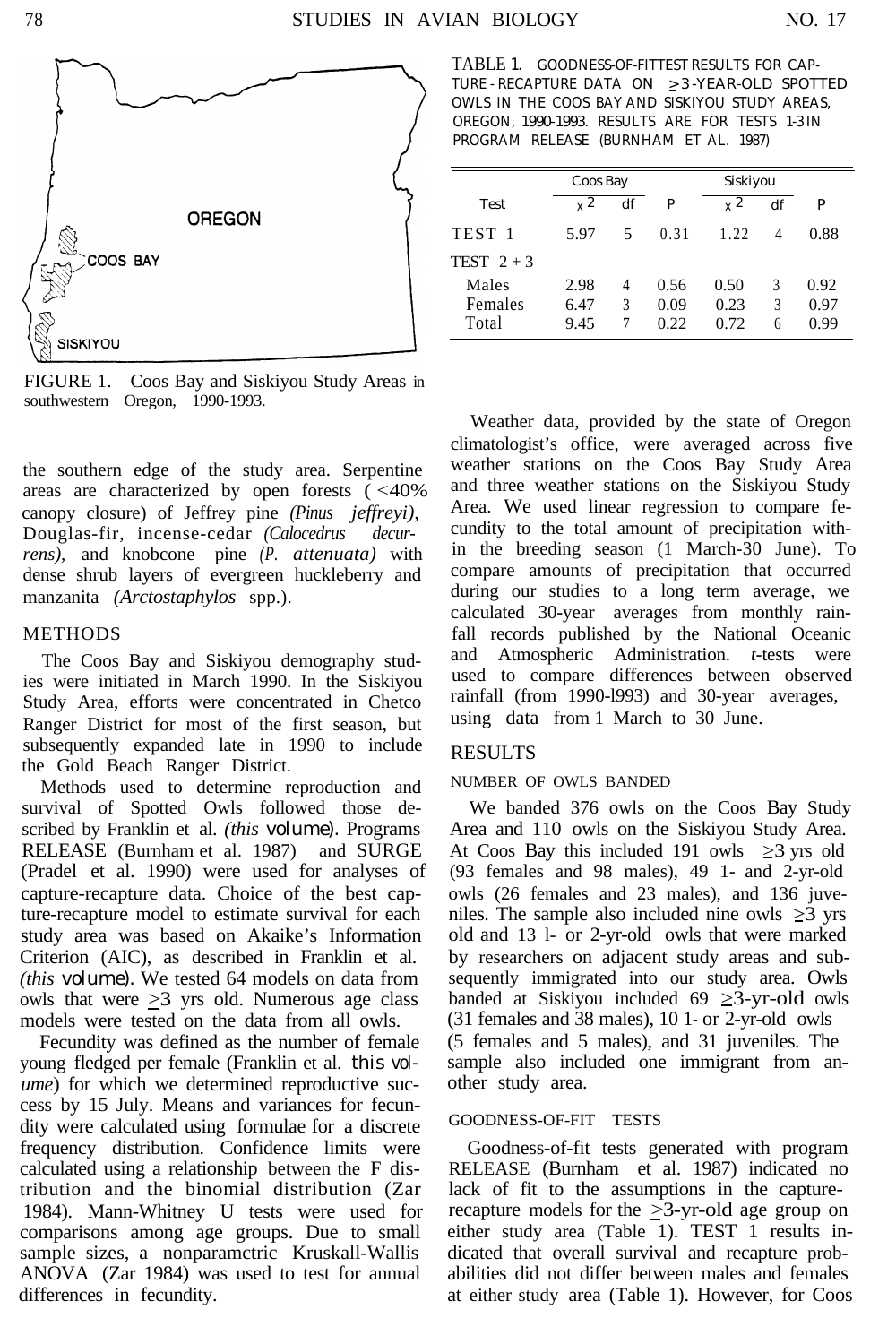FIGURE 1. Coos Bay and Siskiyou Study Areas in southwestern Oregon, 1990-1993.

the southern edge of the study area. Serpentine areas are characterized by open forests (<40% canopy closure) of Jeffrey pine *(Pinus jeffreyi)*, Douglas-fir, incense-cedar *(Calocedrus decurrens)*, and knobcone pine *(P. attenuata)* with dense shrub layers of evergreen huckleberry and manzanita *(Arctostaphylos* spp.).

## METHODS

The Coos Bay and Siskiyou demography studies were initiated in March 1990. In the Siskiyou Study Area, efforts were concentrated in Chetco Ranger District for most of the first season, but subsequently expanded late in 1990 to include the Gold Beach Ranger District.

Methods used to determine reproduction and survival of Spotted Owls followed those described by Franklin et al. *(this volume)*. Programs RELEASE (Burnham et al. 1987) and SURGE (Pradel et al. 1990) were used for analyses of capture-recapture data. Choice of the best capture-recapture model to estimate survival for each study area was based on Akaike's Information Criterion (AIC), as described in Franklin et al. *(this volume)*. We tested 64 models on data from owls that were ≥3 yrs old. Numerous age class models were tested on the data from all owls.

Fecundity was defined as the number of female young fledged per female (Franklin et al. *this volume*) for which we determined reproductive success by 15 July. Means and variances for fecundity were calculated using formulae for a discrete frequency distribution. Confidence limits were calculated using a relationship between the F distribution and the binomial distribution (Zar 1984). Mann-Whitney U tests were used for comparisons among age groups. Due to small sample sizes, a nonparamctric Kruskall-Wallis ANOVA (Zar 1984) was used to test for annual differences in fecundity.

TABLE 1. GOODNESS-OF-FIT TEST RESULTS FOR CAPTURE-RECAPTURE DATA ON ≥3-YEAR-OLD SPOTTED OWLS IN THE COOS BAY AND SISKIYOU STUDY AREAS, OREGON, 1990-1993. RESULTS ARE FOR TESTS 1-3 IN PROGRAM RELEASE (BURNHAM ET AL. 1987)

| Test | Coos Bay | | | Siskiyou | | |
|---|---|---|---|---|---|---|
| | $\chi^2$ | df | P | $\chi^2$ | df | P |
| TEST 1 | 5.97 | 5 | 0.31 | 1.22 | 4 | 0.88 |
| TEST 2 + 3 | | | | | | |
| Males | 2.98 | 4 | 0.56 | 0.50 | 3 | 0.92 |
| Females | 6.47 | 3 | 0.09 | 0.23 | 3 | 0.97 |
| Total | 9.45 | 7 | 0.22 | 0.72 | 6 | 0.99 |

Weather data, provided by the state of Oregon climatologist's office, were averaged across five weather stations on the Coos Bay Study Area and three weather stations on the Siskiyou Study Area. We used linear regression to compare fecundity to the total amount of precipitation within the breeding season (1 March-30 June). To compare amounts of precipitation that occurred during our studies to a long term average, we calculated 30-year averages from monthly rainfall records published by the National Oceanic and Atmospheric Administration. *t*-tests were used to compare differences between observed rainfall (from 1990-l993) and 30-year averages, using data from 1 March to 30 June.

## RESULTS

### NUMBER OF OWLS BANDED

We banded 376 owls on the Coos Bay Study Area and 110 owls on the Siskiyou Study Area. At Coos Bay this included 191 owls ≥3 yrs old (93 females and 98 males), 49 1- and 2-yr-old owls (26 females and 23 males), and 136 juveniles. The sample also included nine owls ≥3 yrs old and 13 l- or 2-yr-old owls that were marked by researchers on adjacent study areas and subsequently immigrated into our study area. Owls banded at Siskiyou included 69 ≥3-yr-old owls (31 females and 38 males), 10 1- or 2-yr-old owls (5 females and 5 males), and 31 juveniles. The sample also included one immigrant from another study area.

### GOODNESS-OF-FIT TESTS

Goodness-of-fit tests generated with program RELEASE (Burnham et al. 1987) indicated no lack of fit to the assumptions in the capture-recapture models for the ≥3-yr-old age group on either study area (Table 1). TEST 1 results indicated that overall survival and recapture probabilities did not differ between males and females at either study area (Table 1). However, for Coos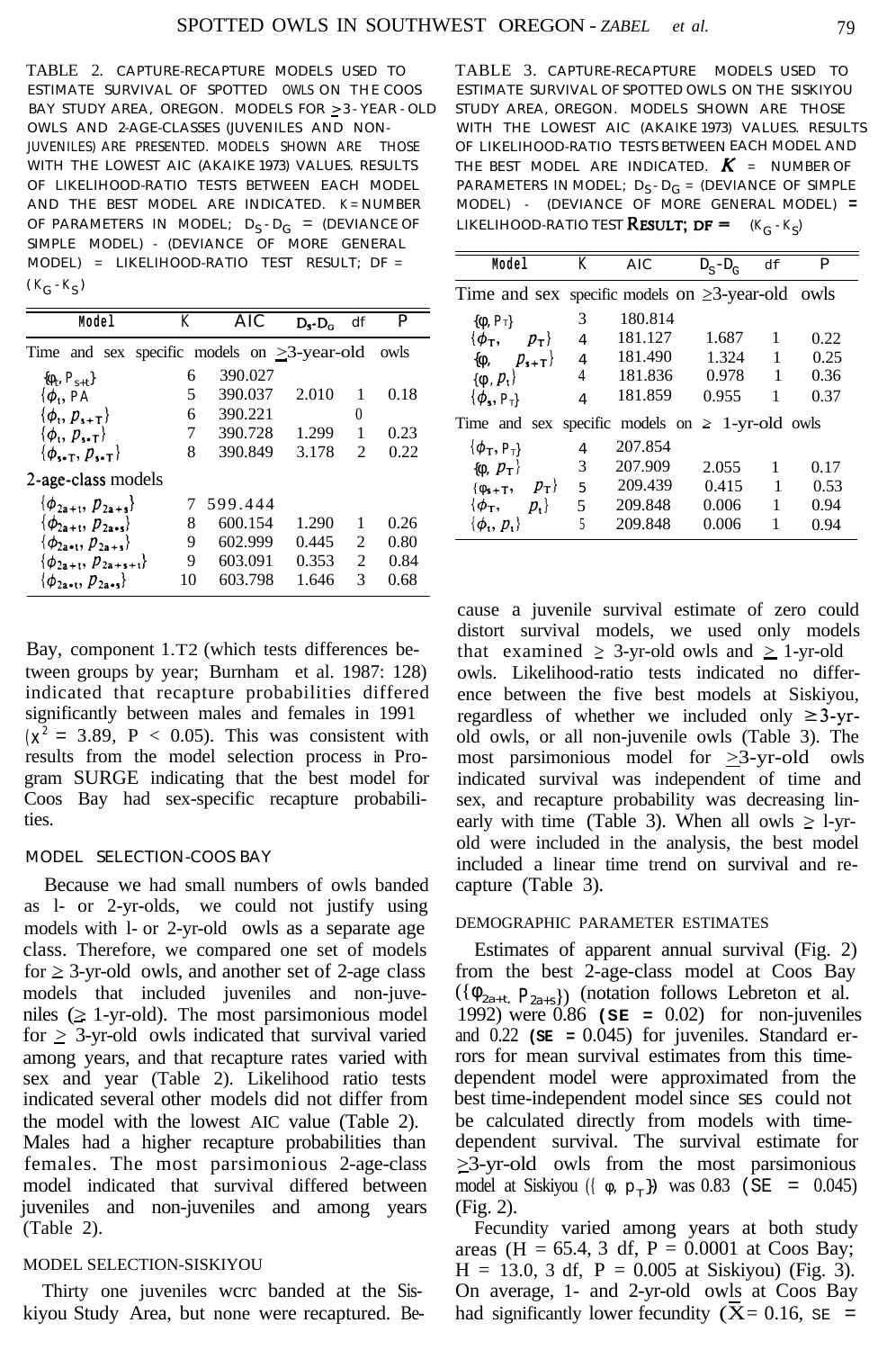TABLE 2. CAPTURE-RECAPTURE MODELS USED TO ESTIMATE SURVIVAL OF SPOTTED OWLS ON THE COOS BAY STUDY AREA, OREGON. MODELS FOR ≥3-YEAR-OLD OWLS AND 2-AGE-CLASSES (JUVENILES AND NON-JUVENILES) ARE PRESENTED. MODELS SHOWN ARE THOSE WITH THE LOWEST AIC (AKAIKE 1973) VALUES. RESULTS OF LIKELIHOOD-RATIO TESTS BETWEEN EACH MODEL AND THE BEST MODEL ARE INDICATED. K = NUMBER OF PARAMETERS IN MODEL; $D_S - D_G$ = (DEVIANCE OF SIMPLE MODEL) - (DEVIANCE OF MORE GENERAL MODEL) = LIKELIHOOD-RATIO TEST RESULT; DF = $(K_G - K_S)$

| Model | K | AIC | $D_S$-$D_G$ | df | P |
|---|---|---|---|---|---|
| Time and sex specific models on ≥3-year-old owls | | | | | |
| $\{\phi_t, p_{s+t}\}$ | 6 | 390.027 | | | |
| $\{\phi_t, p_A\}$ | 5 | 390.037 | 2.010 | 1 | 0.18 |
| $\{\phi_t, p_{s+T}\}$ | 6 | 390.221 | | 0 | |
| $\{\phi_t, p_{s*T}\}$ | 7 | 390.728 | 1.299 | 1 | 0.23 |
| $\{\phi_{s*T}, p_{s*T}\}$ | 8 | 390.849 | 3.178 | 2 | 0.22 |
| 2-age-class models | | | | | |
| $\{\phi_{2a+t}, p_{2a+s}\}$ | 7 | 599.444 | | | |
| $\{\phi_{2a+t}, p_{2a*s}\}$ | 8 | 600.154 | 1.290 | 1 | 0.26 |
| $\{\phi_{2a*t}, p_{2a+s}\}$ | 9 | 602.999 | 0.445 | 2 | 0.80 |
| $\{\phi_{2a+t}, p_{2a+s+t}\}$ | 9 | 603.091 | 0.353 | 2 | 0.84 |
| $\{\phi_{2a*t}, p_{2a*s}\}$ | 10 | 603.798 | 1.646 | 3 | 0.68 |

TABLE 3. CAPTURE-RECAPTURE MODELS USED TO ESTIMATE SURVIVAL OF SPOTTED OWLS ON THE SISKIYOU STUDY AREA, OREGON. MODELS SHOWN ARE THOSE WITH THE LOWEST AIC (AKAIKE 1973) VALUES. RESULTS OF LIKELIHOOD-RATIO TESTS BETWEEN EACH MODEL AND THE BEST MODEL ARE INDICATED. $K$ = NUMBER OF PARAMETERS IN MODEL; $D_S - D_G$ = (DEVIANCE OF SIMPLE MODEL) - (DEVIANCE OF MORE GENERAL MODEL) = LIKELIHOOD-RATIO TEST RESULT; DF = $(K_G - K_S)$

| Model | K | AIC | $D_S$-$D_G$ | df | P |
|---|---|---|---|---|---|
| Time and sex specific models on ≥3-year-old owls | | | | | |
| $\{\phi, p_T\}$ | 3 | 180.814 | | | |
| $\{\phi_T, p_T\}$ | 4 | 181.127 | 1.687 | 1 | 0.22 |
| $\{\phi, p_{s+T}\}$ | 4 | 181.490 | 1.324 | 1 | 0.25 |
| $\{\phi, p_t\}$ | 4 | 181.836 | 0.978 | 1 | 0.36 |
| $\{\phi_s, p_T\}$ | 4 | 181.859 | 0.955 | 1 | 0.37 |
| Time and sex specific models on ≥ 1-yr-old owls | | | | | |
| $\{\phi_T, p_T\}$ | 4 | 207.854 | | | |
| $\{\phi, p_T\}$ | 3 | 207.909 | 2.055 | 1 | 0.17 |
| $\{\phi_{s+T}, p_T\}$ | 5 | 209.439 | 0.415 | 1 | 0.53 |
| $\{\phi_T, p_t\}$ | 5 | 209.848 | 0.006 | 1 | 0.94 |
| $\{\phi_t, p_t\}$ | 5 | 209.848 | 0.006 | 1 | 0.94 |

Bay, component 1.T2 (which tests differences between groups by year; Burnham et al. 1987: 128) indicated that recapture probabilities differed significantly between males and females in 1991 ($\chi^2 = 3.89$, $P < 0.05$). This was consistent with results from the model selection process in Program SURGE indicating that the best model for Coos Bay had sex-specific recapture probabilities.

## MODEL SELECTION-COOS BAY

Because we had small numbers of owls banded as 1- or 2-yr-olds, we could not justify using models with 1- or 2-yr-old owls as a separate age class. Therefore, we compared one set of models for ≥ 3-yr-old owls, and another set of 2-age class models that included juveniles and non-juveniles (≥ 1-yr-old). The most parsimonious model for ≥ 3-yr-old owls indicated that survival varied among years, and that recapture rates varied with sex and year (Table 2). Likelihood ratio tests indicated several other models did not differ from the model with the lowest AIC value (Table 2). Males had a higher recapture probabilities than females. The most parsimonious 2-age-class model indicated that survival differed between juveniles and non-juveniles and among years (Table 2).

## MODEL SELECTION-SISKIYOU

Thirty one juveniles wcrc banded at the Siskiyou Study Area, but none were recaptured. Because a juvenile survival estimate of zero could distort survival models, we used only models that examined ≥ 3-yr-old owls and ≥ 1-yr-old owls. Likelihood-ratio tests indicated no difference between the five best models at Siskiyou, regardless of whether we included only ≥3-yr-old owls, or all non-juvenile owls (Table 3). The most parsimonious model for ≥3-yr-old owls indicated survival was independent of time and sex, and recapture probability was decreasing linearly with time (Table 3). When all owls ≥ 1-yr-old were included in the analysis, the best model included a linear time trend on survival and recapture (Table 3).

## DEMOGRAPHIC PARAMETER ESTIMATES

Estimates of apparent annual survival (Fig. 2) from the best 2-age-class model at Coos Bay ($\{\phi_{2a+t}, p_{2a+s}\}$) (notation follows Lebreton et al. 1992) were 0.86 (SE = 0.02) for non-juveniles and 0.22 (SE = 0.045) for juveniles. Standard errors for mean survival estimates from this time-dependent model were approximated from the best time-independent model since SES could not be calculated directly from models with time-dependent survival. The survival estimate for ≥3-yr-old owls from the most parsimonious model at Siskiyou ($\{\phi, p_T\}$) was 0.83 (SE = 0.045) (Fig. 2).

Fecundity varied among years at both study areas ($H = 65.4$, 3 df, $P = 0.0001$ at Coos Bay; $H = 13.0$, 3 df, $P = 0.005$ at Siskiyou) (Fig. 3). On average, 1- and 2-yr-old owls at Coos Bay had significantly lower fecundity ($\bar{X} = 0.16$, SE =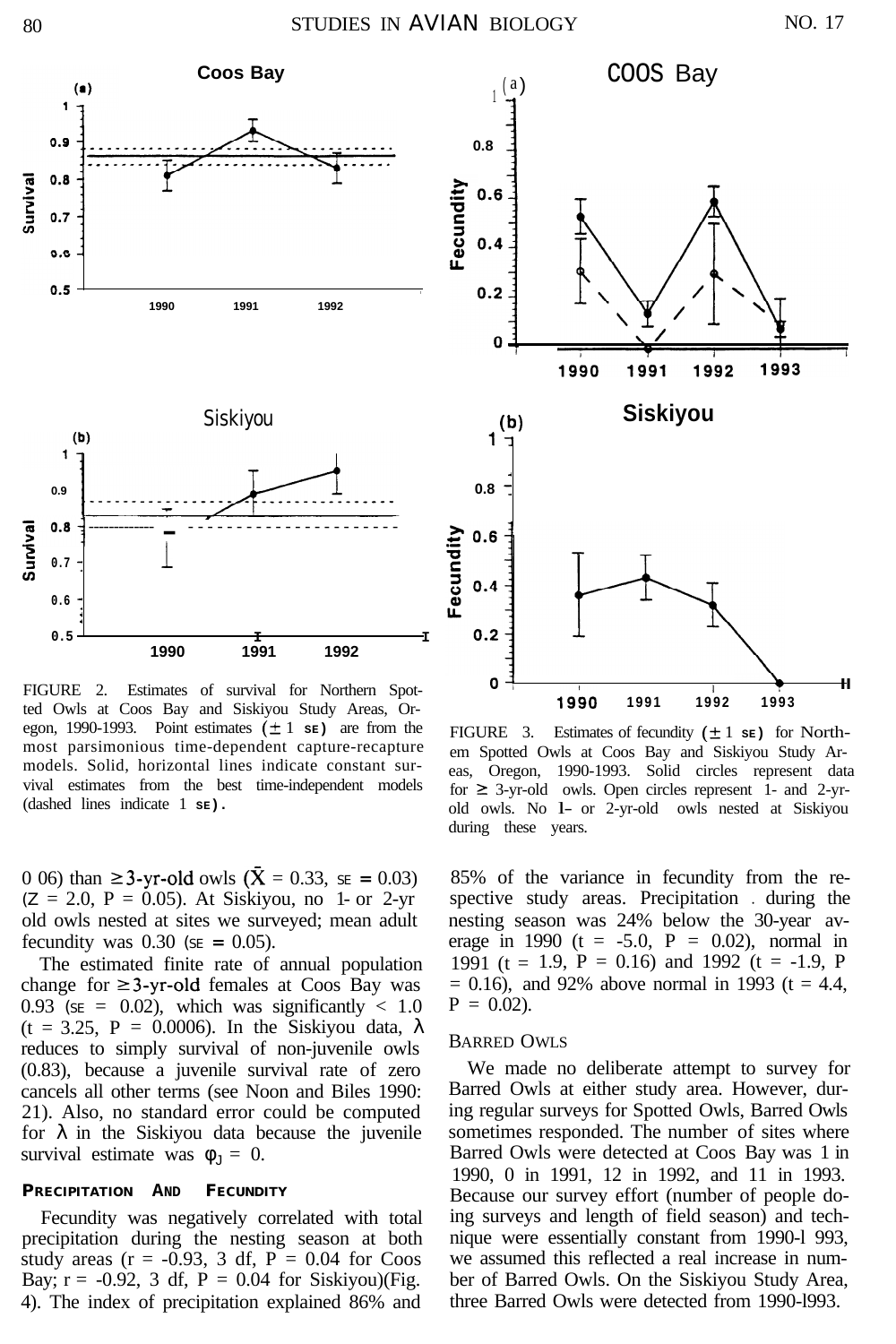FIGURE 2. Estimates of survival for Northern Spotted Owls at Coos Bay and Siskiyou Study Areas, Oregon, 1990-1993. Point estimates ($\pm$ 1 SE) are from the most parsimonious time-dependent capture-recapture models. Solid, horizontal lines indicate constant survival estimates from the best time-independent models (dashed lines indicate 1 SE).

FIGURE 3. Estimates of fecundity ($\pm$ 1 SE) for Northern Spotted Owls at Coos Bay and Siskiyou Study Areas, Oregon, 1990-1993. Solid circles represent data for $\geq$ 3-yr-old owls. Open circles represent 1- and 2-yr-old owls. No 1- or 2-yr-old owls nested at Siskiyou during these years.

0 06) than $\geq$3-yr-old owls ($\bar{X}$ = 0.33, SE = 0.03) (Z = 2.0, P = 0.05). At Siskiyou, no 1- or 2-yr old owls nested at sites we surveyed; mean adult fecundity was 0.30 (SE = 0.05).

The estimated finite rate of annual population change for $\geq$3-yr-old females at Coos Bay was 0.93 (SE = 0.02), which was significantly < 1.0 (t = 3.25, P = 0.0006). In the Siskiyou data, $\lambda$ reduces to simply survival of non-juvenile owls (0.83), because a juvenile survival rate of zero cancels all other terms (see Noon and Biles 1990: 21). Also, no standard error could be computed for $\lambda$ in the Siskiyou data because the juvenile survival estimate was $\phi_J$ = 0.

**PRECIPITATION AND FECUNDITY**

Fecundity was negatively correlated with total precipitation during the nesting season at both study areas (r = -0.93, 3 df, P = 0.04 for Coos Bay; r = -0.92, 3 df, P = 0.04 for Siskiyou)(Fig. 4). The index of precipitation explained 86% and 85% of the variance in fecundity from the respective study areas. Precipitation during the nesting season was 24% below the 30-year average in 1990 (t = -5.0, P = 0.02), normal in 1991 (t = 1.9, P = 0.16) and 1992 (t = -1.9, P = 0.16), and 92% above normal in 1993 (t = 4.4, P = 0.02).

BARRED OWLS

We made no deliberate attempt to survey for Barred Owls at either study area. However, during regular surveys for Spotted Owls, Barred Owls sometimes responded. The number of sites where Barred Owls were detected at Coos Bay was 1 in 1990, 0 in 1991, 12 in 1992, and 11 in 1993. Because our survey effort (number of people doing surveys and length of field season) and technique were essentially constant from 1990-1993, we assumed this reflected a real increase in number of Barred Owls. On the Siskiyou Study Area, three Barred Owls were detected from 1990-1993.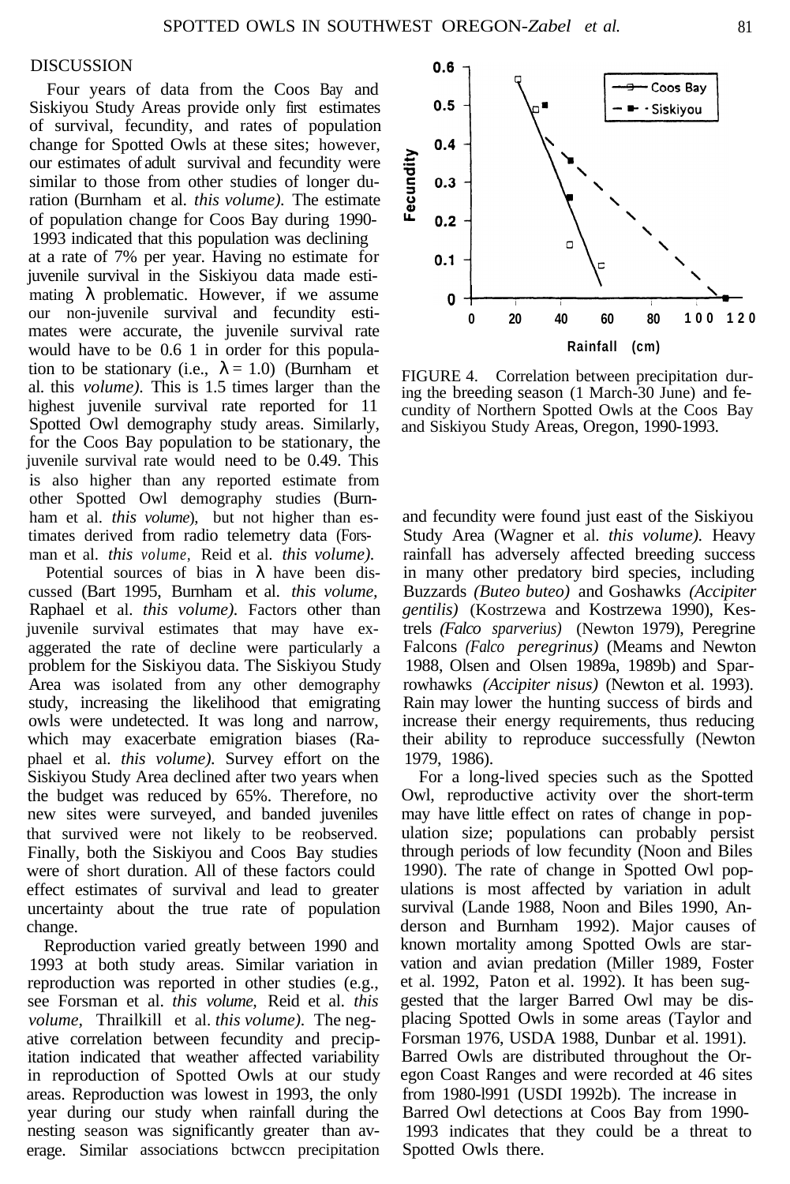## DISCUSSION

Four years of data from the Coos Bay and Siskiyou Study Areas provide only first estimates of survival, fecundity, and rates of population change for Spotted Owls at these sites; however, our estimates of adult survival and fecundity were similar to those from other studies of longer duration (Burnham et al. *this volume).* The estimate of population change for Coos Bay during 1990-1993 indicated that this population was declining at a rate of 7% per year. Having no estimate for juvenile survival in the Siskiyou data made estimating $\lambda$ problematic. However, if we assume our non-juvenile survival and fecundity estimates were accurate, the juvenile survival rate would have to be 0.6 1 in order for this population to be stationary (i.e., $\lambda = 1.0$) (Burnham et al. this *volume).* This is 1.5 times larger than the highest juvenile survival rate reported for 11 Spotted Owl demography study areas. Similarly, for the Coos Bay population to be stationary, the juvenile survival rate would need to be 0.49. This is also higher than any reported estimate from other Spotted Owl demography studies (Burnham et al. *this volume*), but not higher than estimates derived from radio telemetry data (Forsman et al. *this volume,* Reid et al. *this volume).*

Potential sources of bias in $\lambda$ have been discussed (Bart 1995, Burnham et al. *this volume,* Raphael et al. *this volume).* Factors other than juvenile survival estimates that may have exaggerated the rate of decline were particularly a problem for the Siskiyou data. The Siskiyou Study Area was isolated from any other demography study, increasing the likelihood that emigrating owls were undetected. It was long and narrow, which may exacerbate emigration biases (Raphael et al. *this volume).* Survey effort on the Siskiyou Study Area declined after two years when the budget was reduced by 65%. Therefore, no new sites were surveyed, and banded juveniles that survived were not likely to be reobserved. Finally, both the Siskiyou and Coos Bay studies were of short duration. All of these factors could effect estimates of survival and lead to greater uncertainty about the true rate of population change.

Reproduction varied greatly between 1990 and 1993 at both study areas. Similar variation in reproduction was reported in other studies (e.g., see Forsman et al. *this volume,* Reid et al. *this volume,* Thrailkill et al. *this volume).* The negative correlation between fecundity and precipitation indicated that weather affected variability in reproduction of Spotted Owls at our study areas. Reproduction was lowest in 1993, the only year during our study when rainfall during the nesting season was significantly greater than average. Similar associations bctwccn precipitation and fecundity were found just east of the Siskiyou Study Area (Wagner et al. *this volume).* Heavy rainfall has adversely affected breeding success in many other predatory bird species, including Buzzards *(Buteo buteo)* and Goshawks *(Accipiter gentilis)* (Kostrzewa and Kostrzewa 1990), Kestrels *(Falco sparverius)* (Newton 1979), Peregrine Falcons *(Falco peregrinus)* (Meams and Newton 1988, Olsen and Olsen 1989a, 1989b) and Sparrowhawks *(Accipiter nisus)* (Newton et al. 1993). Rain may lower the hunting success of birds and increase their energy requirements, thus reducing their ability to reproduce successfully (Newton 1979, 1986).

FIGURE 4. Correlation between precipitation during the breeding season (1 March-30 June) and fecundity of Northern Spotted Owls at the Coos Bay and Siskiyou Study Areas, Oregon, 1990-1993.

For a long-lived species such as the Spotted Owl, reproductive activity over the short-term may have little effect on rates of change in population size; populations can probably persist through periods of low fecundity (Noon and Biles 1990). The rate of change in Spotted Owl populations is most affected by variation in adult survival (Lande 1988, Noon and Biles 1990, Anderson and Burnham 1992). Major causes of known mortality among Spotted Owls are starvation and avian predation (Miller 1989, Foster et al. 1992, Paton et al. 1992). It has been suggested that the larger Barred Owl may be displacing Spotted Owls in some areas (Taylor and Forsman 1976, USDA 1988, Dunbar et al. 1991). Barred Owls are distributed throughout the Oregon Coast Ranges and were recorded at 46 sites from 1980-l991 (USDI 1992b). The increase in Barred Owl detections at Coos Bay from 1990-1993 indicates that they could be a threat to Spotted Owls there.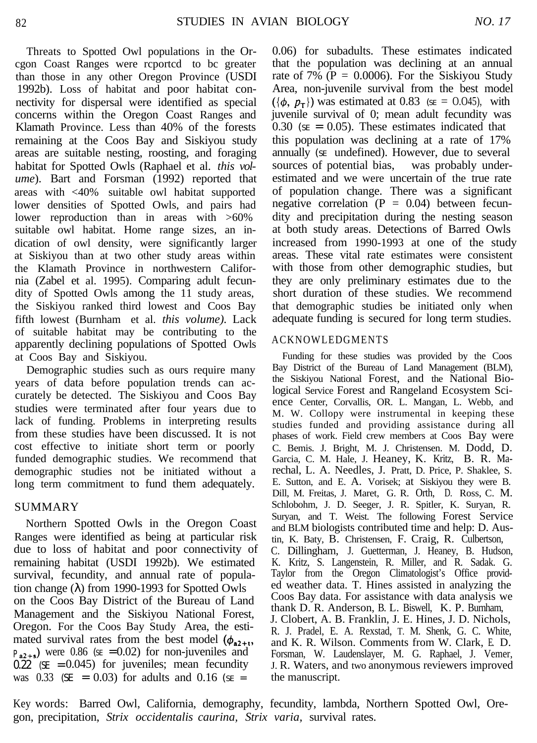Threats to Spotted Owl populations in the Orcgon Coast Ranges were rcportcd to bc greater than those in any other Oregon Province (USDI 1992b). Loss of habitat and poor habitat connectivity for dispersal were identified as special concerns within the Oregon Coast Ranges and Klamath Province. Less than 40% of the forests remaining at the Coos Bay and Siskiyou study areas are suitable nesting, roosting, and foraging habitat for Spotted Owls (Raphael et al. *this volume*). Bart and Forsman (1992) reported that areas with <40% suitable owl habitat supported lower densities of Spotted Owls, and pairs had lower reproduction than in areas with >60% suitable owl habitat. Home range sizes, an indication of owl density, were significantly larger at Siskiyou than at two other study areas within the Klamath Province in northwestern California (Zabel et al. 1995). Comparing adult fecundity of Spotted Owls among the 11 study areas, the Siskiyou ranked third lowest and Coos Bay fifth lowest (Burnham et al. *this volume)*. Lack of suitable habitat may be contributing to the apparently declining populations of Spotted Owls at Coos Bay and Siskiyou.

Demographic studies such as ours require many years of data before population trends can accurately be detected. The Siskiyou and Coos Bay studies were terminated after four years due to lack of funding. Problems in interpreting results from these studies have been discussed. It is not cost effective to initiate short term or poorly funded demographic studies. We recommend that demographic studies not be initiated without a long term commitment to fund them adequately.

## SUMMARY

Northern Spotted Owls in the Oregon Coast Ranges were identified as being at particular risk due to loss of habitat and poor connectivity of remaining habitat (USDI 1992b). We estimated survival, fecundity, and annual rate of population change ($\lambda$) from 1990-1993 for Spotted Owls on the Coos Bay District of the Bureau of Land Management and the Siskiyou National Forest, Oregon. For the Coos Bay Study Area, the estimated survival rates from the best model ($\phi_{a2+t}$, $p_{a2+s}$) were 0.86 (SE = 0.02) for non-juveniles and 0.22 (SE = 0.045) for juveniles; mean fecundity was 0.33 (SE = 0.03) for adults and 0.16 (SE = 0.06) for subadults. These estimates indicated that the population was declining at an annual rate of 7% (P = 0.0006). For the Siskiyou Study Area, non-juvenile survival from the best model ($\{\phi, p_T\}$) was estimated at 0.83 (SE = 0.045), with juvenile survival of 0; mean adult fecundity was 0.30 (SE = 0.05). These estimates indicated that this population was declining at a rate of 17% annually (SE undefined). However, due to several sources of potential bias, was probably underestimated and we were uncertain of the true rate of population change. There was a significant negative correlation (P = 0.04) between fecundity and precipitation during the nesting season at both study areas. Detections of Barred Owls increased from 1990-1993 at one of the study areas. These vital rate estimates were consistent with those from other demographic studies, but they are only preliminary estimates due to the short duration of these studies. We recommend that demographic studies be initiated only when adequate funding is secured for long term studies.

## ACKNOWLEDGMENTS

Funding for these studies was provided by the Coos Bay District of the Bureau of Land Management (BLM), the Siskiyou National Forest, and the National Biological Service Forest and Rangeland Ecosystem Science Center, Corvallis, OR. L. Mangan, L. Webb, and M. W. Collopy were instrumental in keeping these studies funded and providing assistance during all phases of work. Field crew members at Coos Bay were C. Bemis. J. Bright, M. J. Christensen. M. Dodd, D. Garcia, C. M. Hale, J. Heaney, K. Kritz, B. R. Marechal, L. A. Needles, J. Pratt, D. Price, P. Shaklee, S. E. Sutton, and E. A. Vorisek; at Siskiyou they were B. Dill, M. Freitas, J. Maret, G. R. Orth, D. Ross, C. M. Schlobohm, J. D. Seeger, J. R. Spitler, K. Suryan, R. Suryan, and T. Weist. The following Forest Service and BLM biologists contributed time and help: D. Austin, K. Baty, B. Christensen, F. Craig, R. Culbertson, C. Dillingham, J. Guetterman, J. Heaney, B. Hudson, K. Kritz, S. Langenstein, R. Miller, and R. Sadak. G. Taylor from the Oregon Climatologist's Office provided weather data. T. Hines assisted in analyzing the Coos Bay data. For assistance with data analysis we thank D. R. Anderson, B. L. Biswell, K. P. Burnham, J. Clobert, A. B. Franklin, J. E. Hines, J. D. Nichols, R. J. Pradel, E. A. Rexstad, T. M. Shenk, G. C. White, and K. R. Wilson. Comments from W. Clark, E. D. Forsman, W. Laudenslayer, M. G. Raphael, J. Verner, J. R. Waters, and two anonymous reviewers improved the manuscript.

Key words: Barred Owl, California, demography, fecundity, lambda, Northern Spotted Owl, Oregon, precipitation, *Strix occidentalis caurina, Strix varia*, survival rates.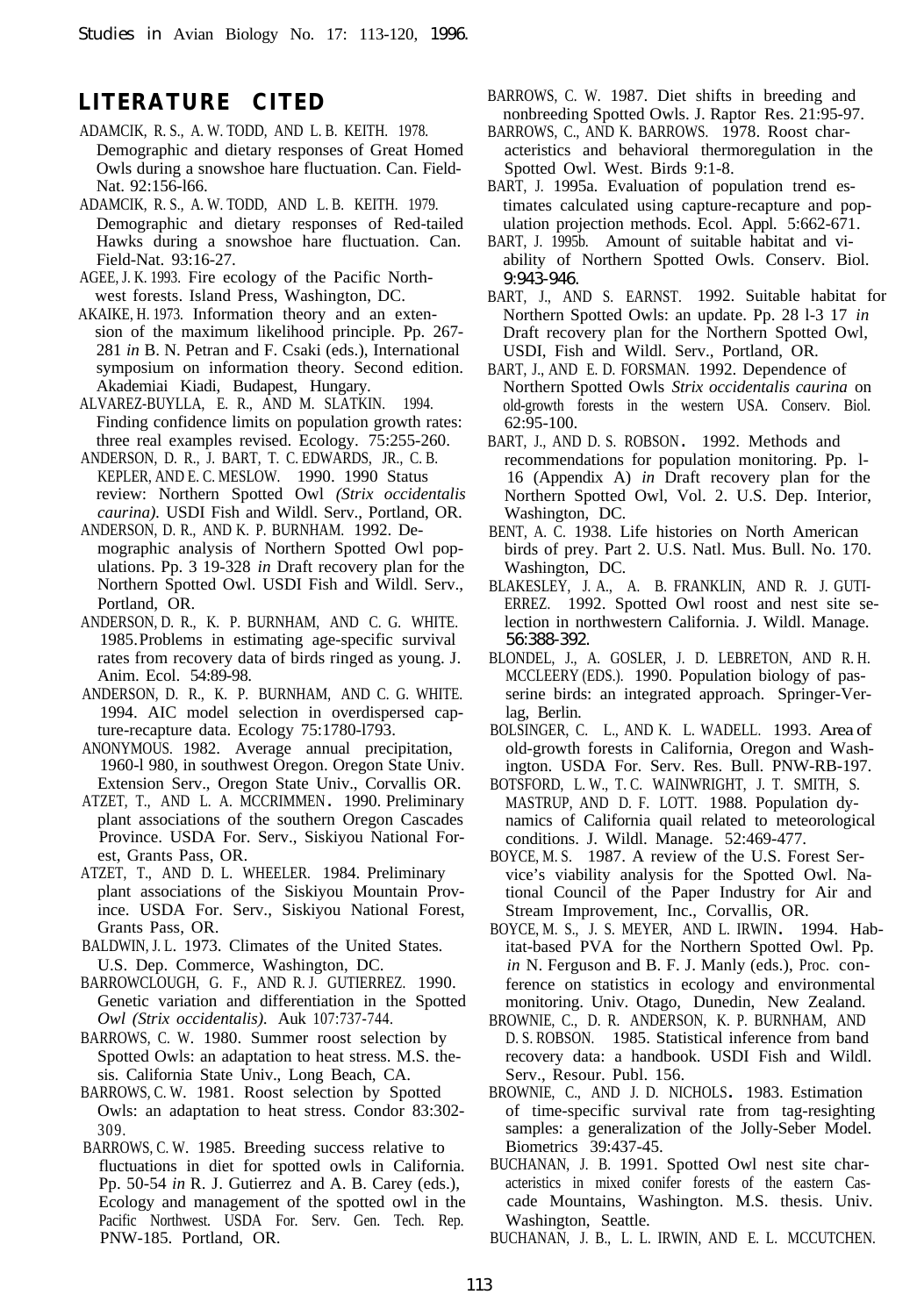## LITERATURE CITED

ADAMCIK, R. S., A. W. TODD, AND L. B. KEITH. 1978. Demographic and dietary responses of Great Homed Owls during a snowshoe hare fluctuation. Can. Field-Nat. 92:156-166.

ADAMCIK, R. S., A. W. TODD, AND L. B. KEITH. 1979. Demographic and dietary responses of Red-tailed Hawks during a snowshoe hare fluctuation. Can. Field-Nat. 93:16-27.

AGEE, J. K. 1993. Fire ecology of the Pacific Northwest forests. Island Press, Washington, DC.

AKAIKE, H. 1973. Information theory and an extension of the maximum likelihood principle. Pp. 267-281 *in* B. N. Petran and F. Csaki (eds.), International symposium on information theory. Second edition. Akademiai Kiadi, Budapest, Hungary.

ALVAREZ-BUYLLA, E. R., AND M. SLATKIN. 1994. Finding confidence limits on population growth rates: three real examples revised. Ecology. 75:255-260.

ANDERSON, D. R., J. BART, T. C. EDWARDS, JR., C. B. KEPLER, AND E. C. MESLOW. 1990. 1990 Status review: Northern Spotted Owl *(Strix occidentalis caurina)*. USDI Fish and Wildl. Serv., Portland, OR.

ANDERSON, D. R., AND K. P. BURNHAM. 1992. Demographic analysis of Northern Spotted Owl populations. Pp. 3 19-328 *in* Draft recovery plan for the Northern Spotted Owl. USDI Fish and Wildl. Serv., Portland, OR.

ANDERSON, D. R., K. P. BURNHAM, AND C. G. WHITE. 1985. Problems in estimating age-specific survival rates from recovery data of birds ringed as young. J. Anim. Ecol. 54:89-98.

ANDERSON, D. R., K. P. BURNHAM, AND C. G. WHITE. 1994. AIC model selection in overdispersed capture-recapture data. Ecology 75:1780-1793.

ANONYMOUS. 1982. Average annual precipitation, 1960-1 980, in southwest Oregon. Oregon State Univ. Extension Serv., Oregon State Univ., Corvallis OR.

ATZET, T., AND L. A. MCCRIMMEN. 1990. Preliminary plant associations of the southern Oregon Cascades Province. USDA For. Serv., Siskiyou National Forest, Grants Pass, OR.

ATZET, T., AND D. L. WHEELER. 1984. Preliminary plant associations of the Siskiyou Mountain Province. USDA For. Serv., Siskiyou National Forest, Grants Pass, OR.

BALDWIN, J. L. 1973. Climates of the United States. U.S. Dep. Commerce, Washington, DC.

BARROWCLOUGH, G. F., AND R. J. GUTIERREZ. 1990. Genetic variation and differentiation in the Spotted *Owl (Strix occidentalis)*. Auk 107:737-744.

BARROWS, C. W. 1980. Summer roost selection by Spotted Owls: an adaptation to heat stress. M.S. thesis. California State Univ., Long Beach, CA.

BARROWS, C. W. 1981. Roost selection by Spotted Owls: an adaptation to heat stress. Condor 83:302-309.

BARROWS, C. W. 1985. Breeding success relative to fluctuations in diet for spotted owls in California. Pp. 50-54 *in* R. J. Gutierrez and A. B. Carey (eds.), Ecology and management of the spotted owl in the Pacific Northwest. USDA For. Serv. Gen. Tech. Rep. PNW-185. Portland, OR.

BARROWS, C. W. 1987. Diet shifts in breeding and nonbreeding Spotted Owls. J. Raptor Res. 21:95-97.

BARROWS, C., AND K. BARROWS. 1978. Roost characteristics and behavioral thermoregulation in the Spotted Owl. West. Birds 9:1-8.

BART, J. 1995a. Evaluation of population trend estimates calculated using capture-recapture and population projection methods. Ecol. Appl. 5:662-671.

BART, J. 1995b. Amount of suitable habitat and viability of Northern Spotted Owls. Conserv. Biol. 9:943-946.

BART, J., AND S. EARNST. 1992. Suitable habitat for Northern Spotted Owls: an update. Pp. 28 l-3 17 *in* Draft recovery plan for the Northern Spotted Owl, USDI, Fish and Wildl. Serv., Portland, OR.

BART, J., AND E. D. FORSMAN. 1992. Dependence of Northern Spotted Owls *Strix occidentalis caurina* on old-growth forests in the western USA. Conserv. Biol. 62:95-100.

BART, J., AND D. S. ROBSON. 1992. Methods and recommendations for population monitoring. Pp. l-16 (Appendix A) *in* Draft recovery plan for the Northern Spotted Owl, Vol. 2. U.S. Dep. Interior, Washington, DC.

BENT, A. C. 1938. Life histories on North American birds of prey. Part 2. U.S. Natl. Mus. Bull. No. 170. Washington, DC.

BLAKESLEY, J. A., A. B. FRANKLIN, AND R. J. GUTIERREZ. 1992. Spotted Owl roost and nest site selection in northwestern California. J. Wildl. Manage. 56:388-392.

BLONDEL, J., A. GOSLER, J. D. LEBRETON, AND R. H. MCCLEERY (EDS.). 1990. Population biology of passerine birds: an integrated approach. Springer-Verlag, Berlin.

BOLSINGER, C. L., AND K. L. WADELL. 1993. Area of old-growth forests in California, Oregon and Washington. USDA For. Serv. Res. Bull. PNW-RB-197.

BOTSFORD, L. W., T. C. WAINWRIGHT, J. T. SMITH, S. MASTRUP, AND D. F. LOTT. 1988. Population dynamics of California quail related to meteorological conditions. J. Wildl. Manage. 52:469-477.

BOYCE, M. S. 1987. A review of the U.S. Forest Service's viability analysis for the Spotted Owl. National Council of the Paper Industry for Air and Stream Improvement, Inc., Corvallis, OR.

BOYCE, M. S., J. S. MEYER, AND L. IRWIN. 1994. Habitat-based PVA for the Northern Spotted Owl. Pp. *in* N. Ferguson and B. F. J. Manly (eds.), Proc. conference on statistics in ecology and environmental monitoring. Univ. Otago, Dunedin, New Zealand.

BROWNIE, C., D. R. ANDERSON, K. P. BURNHAM, AND D. S. ROBSON. 1985. Statistical inference from band recovery data: a handbook. USDI Fish and Wildl. Serv., Resour. Publ. 156.

BROWNIE, C., AND J. D. NICHOLS. 1983. Estimation of time-specific survival rate from tag-resighting samples: a generalization of the Jolly-Seber Model. Biometrics 39:437-45.

BUCHANAN, J. B. 1991. Spotted Owl nest site characteristics in mixed conifer forests of the eastern Cascade Mountains, Washington. M.S. thesis. Univ. Washington, Seattle.

BUCHANAN, J. B., L. L. IRWIN, AND E. L. MCCUTCHEN.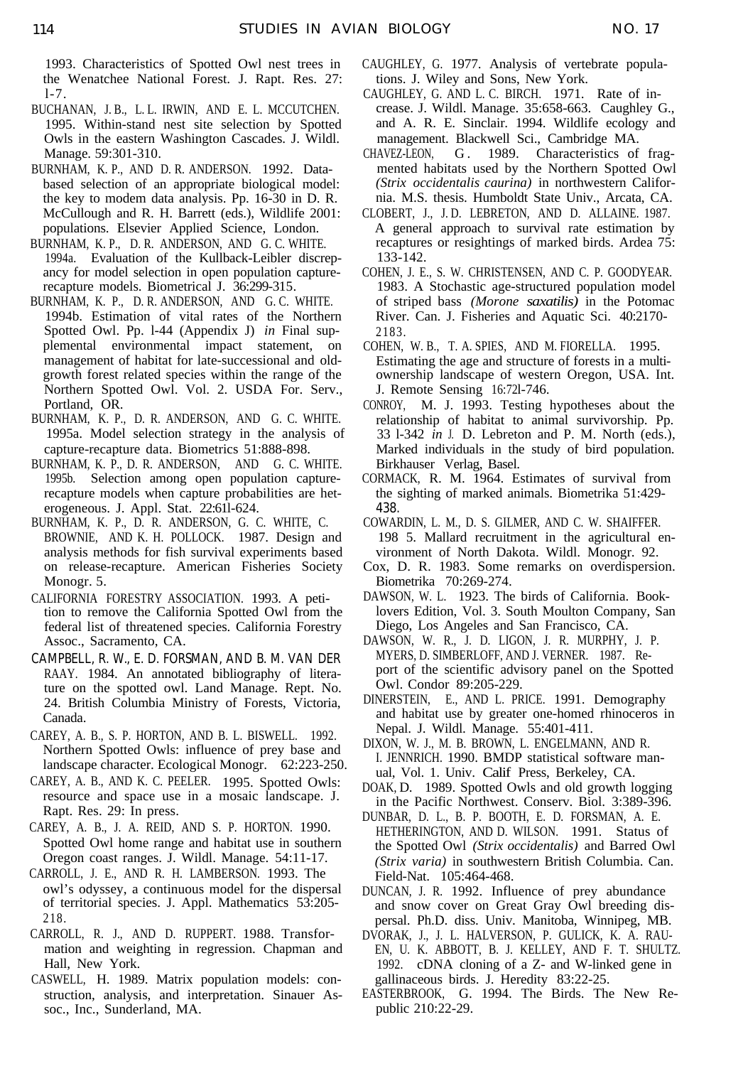1993. Characteristics of Spotted Owl nest trees in the Wenatchee National Forest. J. Rapt. Res. 27: 1-7.

BUCHANAN, J. B., L. L. IRWIN, AND E. L. MCCUTCHEN. 1995. Within-stand nest site selection by Spotted Owls in the eastern Washington Cascades. J. Wildl. Manage. 59:301-310.

BURNHAM, K. P., AND D. R. ANDERSON. 1992. Data-based selection of an appropriate biological model: the key to modem data analysis. Pp. 16-30 in D. R. McCullough and R. H. Barrett (eds.), Wildlife 2001: populations. Elsevier Applied Science, London.

BURNHAM, K. P., D. R. ANDERSON, AND G. C. WHITE. 1994a. Evaluation of the Kullback-Leibler discrepancy for model selection in open population capture-recapture models. Biometrical J. 36:299-315.

BURNHAM, K. P., D. R. ANDERSON, AND G. C. WHITE. 1994b. Estimation of vital rates of the Northern Spotted Owl. Pp. 1-44 (Appendix J) *in* Final supplemental environmental impact statement, on management of habitat for late-successional and old-growth forest related species within the range of the Northern Spotted Owl. Vol. 2. USDA For. Serv., Portland, OR.

BURNHAM, K. P., D. R. ANDERSON, AND G. C. WHITE. 1995a. Model selection strategy in the analysis of capture-recapture data. Biometrics 51:888-898.

BURNHAM, K. P., D. R. ANDERSON, AND G. C. WHITE. 1995b. Selection among open population capture-recapture models when capture probabilities are heterogeneous. J. Appl. Stat. 22:611-624.

BURNHAM, K. P., D. R. ANDERSON, G. C. WHITE, C. BROWNIE, AND K. H. POLLOCK. 1987. Design and analysis methods for fish survival experiments based on release-recapture. American Fisheries Society Monogr. 5.

CALIFORNIA FORESTRY ASSOCIATION. 1993. A petition to remove the California Spotted Owl from the federal list of threatened species. California Forestry Assoc., Sacramento, CA.

CAMPBELL, R. W., E. D. FORSMAN, AND B. M. VAN DER RAAY. 1984. An annotated bibliography of literature on the spotted owl. Land Manage. Rept. No. 24. British Columbia Ministry of Forests, Victoria, Canada.

CAREY, A. B., S. P. HORTON, AND B. L. BISWELL. 1992. Northern Spotted Owls: influence of prey base and landscape character. Ecological Monogr. 62:223-250.

CAREY, A. B., AND K. C. PEELER. 1995. Spotted Owls: resource and space use in a mosaic landscape. J. Rapt. Res. 29: In press.

CAREY, A. B., J. A. REID, AND S. P. HORTON. 1990. Spotted Owl home range and habitat use in southern Oregon coast ranges. J. Wildl. Manage. 54:11-17.

CARROLL, J. E., AND R. H. LAMBERSON. 1993. The owl's odyssey, a continuous model for the dispersal of territorial species. J. Appl. Mathematics 53:205-218.

CARROLL, R. J., AND D. RUPPERT. 1988. Transformation and weighting in regression. Chapman and Hall, New York.

CASWELL, H. 1989. Matrix population models: construction, analysis, and interpretation. Sinauer Assoc., Inc., Sunderland, MA.

CAUGHLEY, G. 1977. Analysis of vertebrate populations. J. Wiley and Sons, New York.

CAUGHLEY, G. AND L. C. BIRCH. 1971. Rate of increase. J. Wildl. Manage. 35:658-663. Caughley G., and A. R. E. Sinclair. 1994. Wildlife ecology and management. Blackwell Sci., Cambridge MA.

CHAVEZ-LEON, G. 1989. Characteristics of fragmented habitats used by the Northern Spotted Owl *(Strix occidentalis caurina)* in northwestern California. M.S. thesis. Humboldt State Univ., Arcata, CA.

CLOBERT, J., J. D. LEBRETON, AND D. ALLAINE. 1987. A general approach to survival rate estimation by recaptures or resightings of marked birds. Ardea 75: 133-142.

COHEN, J. E., S. W. CHRISTENSEN, AND C. P. GOODYEAR. 1983. A Stochastic age-structured population model of striped bass *(Morone saxatilis)* in the Potomac River. Can. J. Fisheries and Aquatic Sci. 40:2170-2183.

COHEN, W. B., T. A. SPIES, AND M. FIORELLA. 1995. Estimating the age and structure of forests in a multi-ownership landscape of western Oregon, USA. Int. J. Remote Sensing 16:721-746.

CONROY, M. J. 1993. Testing hypotheses about the relationship of habitat to animal survivorship. Pp. 331-342 *in* J. D. Lebreton and P. M. North (eds.), Marked individuals in the study of bird population. Birkhauser Verlag, Basel.

CORMACK, R. M. 1964. Estimates of survival from the sighting of marked animals. Biometrika 51:429-438.

COWARDIN, L. M., D. S. GILMER, AND C. W. SHAIFFER. 1985. Mallard recruitment in the agricultural environment of North Dakota. Wildl. Monogr. 92.

Cox, D. R. 1983. Some remarks on overdispersion. Biometrika 70:269-274.

DAWSON, W. L. 1923. The birds of California. Booklovers Edition, Vol. 3. South Moulton Company, San Diego, Los Angeles and San Francisco, CA.

DAWSON, W. R., J. D. LIGON, J. R. MURPHY, J. P. MYERS, D. SIMBERLOFF, AND J. VERNER. 1987. Report of the scientific advisory panel on the Spotted Owl. Condor 89:205-229.

DINERSTEIN, E., AND L. PRICE. 1991. Demography and habitat use by greater one-homed rhinoceros in Nepal. J. Wildl. Manage. 55:401-411.

DIXON, W. J., M. B. BROWN, L. ENGELMANN, AND R. I. JENNRICH. 1990. BMDP statistical software manual, Vol. 1. Univ. Calif Press, Berkeley, CA.

DOAK, D. 1989. Spotted Owls and old growth logging in the Pacific Northwest. Conserv. Biol. 3:389-396.

DUNBAR, D. L., B. P. BOOTH, E. D. FORSMAN, A. E. HETHERINGTON, AND D. WILSON. 1991. Status of the Spotted Owl *(Strix occidentalis)* and Barred Owl *(Strix varia)* in southwestern British Columbia. Can. Field-Nat. 105:464-468.

DUNCAN, J. R. 1992. Influence of prey abundance and snow cover on Great Gray Owl breeding dispersal. Ph.D. diss. Univ. Manitoba, Winnipeg, MB.

DVORAK, J., J. L. HALVERSON, P. GULICK, K. A. RAUEN, U. K. ABBOTT, B. J. KELLEY, AND F. T. SHULTZ. 1992. cDNA cloning of a Z- and W-linked gene in gallinaceous birds. J. Heredity 83:22-25.

EASTERBROOK, G. 1994. The Birds. The New Republic 210:22-29.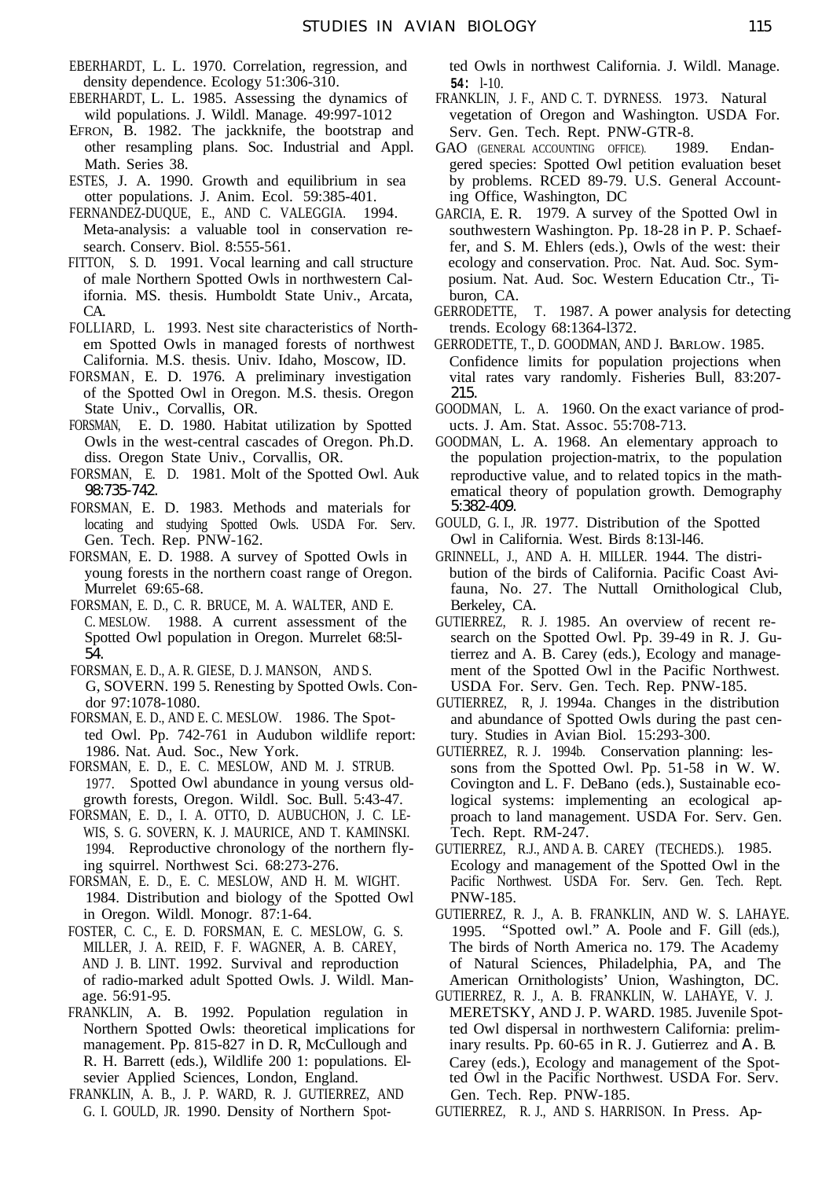EBERHARDT, L. L. 1970. Correlation, regression, and density dependence. Ecology 51:306-310.

EBERHARDT, L. L. 1985. Assessing the dynamics of wild populations. J. Wildl. Manage. 49:997-1012

EFRON, B. 1982. The jackknife, the bootstrap and other resampling plans. Soc. Industrial and Appl. Math. Series 38.

ESTES, J. A. 1990. Growth and equilibrium in sea otter populations. J. Anim. Ecol. 59:385-401.

FERNANDEZ-DUQUE, E., AND C. VALEGGIA. 1994. Meta-analysis: a valuable tool in conservation research. Conserv. Biol. 8:555-561.

FITTON, S. D. 1991. Vocal learning and call structure of male Northern Spotted Owls in northwestern California. MS. thesis. Humboldt State Univ., Arcata, CA.

FOLLIARD, L. 1993. Nest site characteristics of Northern Spotted Owls in managed forests of northwest California. M.S. thesis. Univ. Idaho, Moscow, ID.

FORSMAN, E. D. 1976. A preliminary investigation of the Spotted Owl in Oregon. M.S. thesis. Oregon State Univ., Corvallis, OR.

FORSMAN, E. D. 1980. Habitat utilization by Spotted Owls in the west-central cascades of Oregon. Ph.D. diss. Oregon State Univ., Corvallis, OR.

FORSMAN, E. D. 1981. Molt of the Spotted Owl. Auk 98:735-742.

FORSMAN, E. D. 1983. Methods and materials for locating and studying Spotted Owls. USDA For. Serv. Gen. Tech. Rep. PNW-162.

FORSMAN, E. D. 1988. A survey of Spotted Owls in young forests in the northern coast range of Oregon. Murrelet 69:65-68.

FORSMAN, E. D., C. R. BRUCE, M. A. WALTER, AND E. C. MESLOW. 1988. A current assessment of the Spotted Owl population in Oregon. Murrelet 68:51-54.

FORSMAN, E. D., A. R. GIESE, D. J. MANSON, AND S. G, SOVERN. 199 5. Renesting by Spotted Owls. Condor 97:1078-1080.

FORSMAN, E. D., AND E. C. MESLOW. 1986. The Spotted Owl. Pp. 742-761 in Audubon wildlife report: 1986. Nat. Aud. Soc., New York.

FORSMAN, E. D., E. C. MESLOW, AND M. J. STRUB. 1977. Spotted Owl abundance in young versus old-growth forests, Oregon. Wildl. Soc. Bull. 5:43-47.

FORSMAN, E. D., I. A. OTTO, D. AUBUCHON, J. C. LEWIS, S. G. SOVERN, K. J. MAURICE, AND T. KAMINSKI. 1994. Reproductive chronology of the northern flying squirrel. Northwest Sci. 68:273-276.

FORSMAN, E. D., E. C. MESLOW, AND H. M. WIGHT. 1984. Distribution and biology of the Spotted Owl in Oregon. Wildl. Monogr. 87:1-64.

FOSTER, C. C., E. D. FORSMAN, E. C. MESLOW, G. S. MILLER, J. A. REID, F. F. WAGNER, A. B. CAREY, AND J. B. LINT. 1992. Survival and reproduction of radio-marked adult Spotted Owls. J. Wildl. Manage. 56:91-95.

FRANKLIN, A. B. 1992. Population regulation in Northern Spotted Owls: theoretical implications for management. Pp. 815-827 in D. R, McCullough and R. H. Barrett (eds.), Wildlife 200 1: populations. Elsevier Applied Sciences, London, England.

FRANKLIN, A. B., J. P. WARD, R. J. GUTIERREZ, AND G. I. GOULD, JR. 1990. Density of Northern Spotted Owls in northwest California. J. Wildl. Manage. 54: 1-10.

FRANKLIN, J. F., AND C. T. DYRNESS. 1973. Natural vegetation of Oregon and Washington. USDA For. Serv. Gen. Tech. Rept. PNW-GTR-8.

GAO (GENERAL ACCOUNTING OFFICE). 1989. Endangered species: Spotted Owl petition evaluation beset by problems. RCED 89-79. U.S. General Accounting Office, Washington, DC

GARCIA, E. R. 1979. A survey of the Spotted Owl in southwestern Washington. Pp. 18-28 in P. P. Schaeffer, and S. M. Ehlers (eds.), Owls of the west: their ecology and conservation. Proc. Nat. Aud. Soc. Symposium. Nat. Aud. Soc. Western Education Ctr., Tiburon, CA.

GERRODETTE, T. 1987. A power analysis for detecting trends. Ecology 68:1364-1372.

GERRODETTE, T., D. GOODMAN, AND J. BARLOW. 1985. Confidence limits for population projections when vital rates vary randomly. Fisheries Bull, 83:207-215.

GOODMAN, L. A. 1960. On the exact variance of products. J. Am. Stat. Assoc. 55:708-713.

GOODMAN, L. A. 1968. An elementary approach to the population projection-matrix, to the population reproductive value, and to related topics in the mathematical theory of population growth. Demography 5:382-409.

GOULD, G. I., JR. 1977. Distribution of the Spotted Owl in California. West. Birds 8:131-146.

GRINNELL, J., AND A. H. MILLER. 1944. The distribution of the birds of California. Pacific Coast Avifauna, No. 27. The Nuttall Ornithological Club, Berkeley, CA.

GUTIERREZ, R. J. 1985. An overview of recent research on the Spotted Owl. Pp. 39-49 in R. J. Gutierrez and A. B. Carey (eds.), Ecology and management of the Spotted Owl in the Pacific Northwest. USDA For. Serv. Gen. Tech. Rep. PNW-185.

GUTIERREZ, R, J. 1994a. Changes in the distribution and abundance of Spotted Owls during the past century. Studies in Avian Biol. 15:293-300.

GUTIERREZ, R. J. 1994b. Conservation planning: lessons from the Spotted Owl. Pp. 51-58 in W. W. Covington and L. F. DeBano (eds.), Sustainable ecological systems: implementing an ecological approach to land management. USDA For. Serv. Gen. Tech. Rept. RM-247.

GUTIERREZ, R.J., AND A. B. CAREY (TECHEDS.). 1985. Ecology and management of the Spotted Owl in the Pacific Northwest. USDA For. Serv. Gen. Tech. Rept. PNW-185.

GUTIERREZ, R. J., A. B. FRANKLIN, AND W. S. LAHAYE. 1995. "Spotted owl." A. Poole and F. Gill (eds.), The birds of North America no. 179. The Academy of Natural Sciences, Philadelphia, PA, and The American Ornithologists' Union, Washington, DC.

GUTIERREZ, R. J., A. B. FRANKLIN, W. LAHAYE, V. J. MERETSKY, AND J. P. WARD. 1985. Juvenile Spotted Owl dispersal in northwestern California: preliminary results. Pp. 60-65 in R. J. Gutierrez and A. B. Carey (eds.), Ecology and management of the Spotted Owl in the Pacific Northwest. USDA For. Serv. Gen. Tech. Rep. PNW-185.

GUTIERREZ, R. J., AND S. HARRISON. In Press. Ap-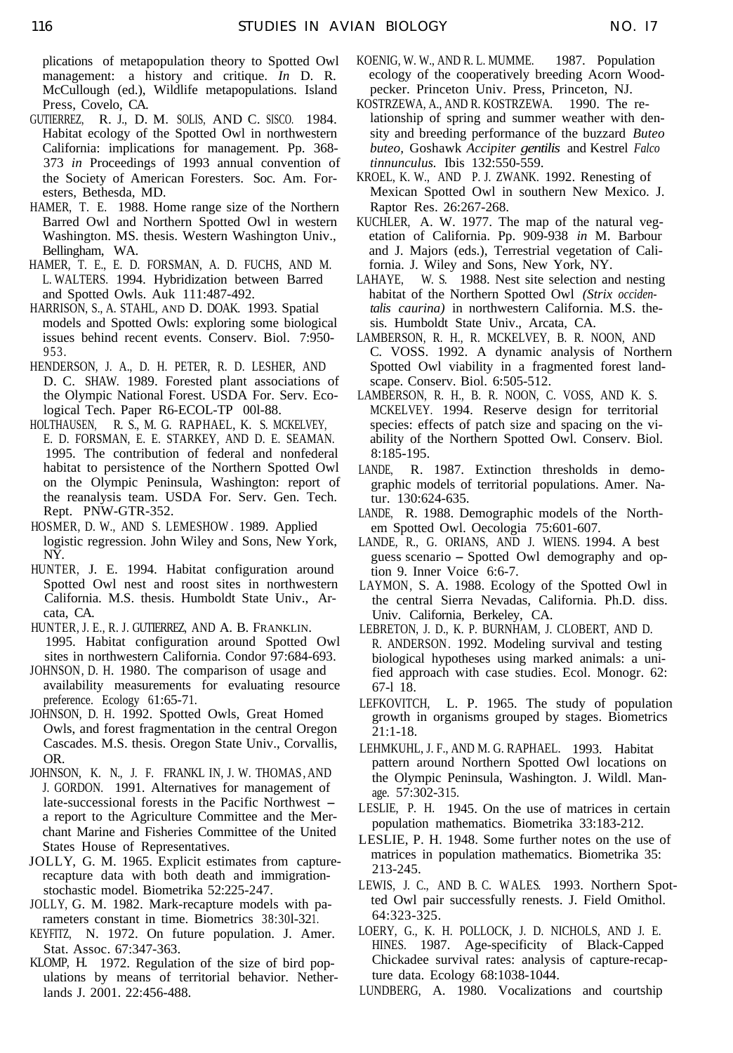plications of metapopulation theory to Spotted Owl management: a history and critique. *In* D. R. McCullough (ed.), Wildlife metapopulations. Island Press, Covelo, CA.

GUTIERREZ, R. J., D. M. SOLIS, AND C. SISCO. 1984. Habitat ecology of the Spotted Owl in northwestern California: implications for management. Pp. 368-373 *in* Proceedings of 1993 annual convention of the Society of American Foresters. Soc. Am. Foresters, Bethesda, MD.

HAMER, T. E. 1988. Home range size of the Northern Barred Owl and Northern Spotted Owl in western Washington. MS. thesis. Western Washington Univ., Bellingham, WA.

HAMER, T. E., E. D. FORSMAN, A. D. FUCHS, AND M. L. WALTERS. 1994. Hybridization between Barred and Spotted Owls. Auk 111:487-492.

HARRISON, S., A. STAHL, AND D. DOAK. 1993. Spatial models and Spotted Owls: exploring some biological issues behind recent events. Conserv. Biol. 7:950-953.

HENDERSON, J. A., D. H. PETER, R. D. LESHER, AND D. C. SHAW. 1989. Forested plant associations of the Olympic National Forest. USDA For. Serv. Ecological Tech. Paper R6-ECOL-TP 00l-88.

HOLTHAUSEN, R. S., M. G. RAPHAEL, K. S. MCKELVEY, E. D. FORSMAN, E. E. STARKEY, AND D. E. SEAMAN. 1995. The contribution of federal and nonfederal habitat to persistence of the Northern Spotted Owl on the Olympic Peninsula, Washington: report of the reanalysis team. USDA For. Serv. Gen. Tech. Rept. PNW-GTR-352.

HOSMER, D. W., AND S. LEMESHOW. 1989. Applied logistic regression. John Wiley and Sons, New York, NY.

HUNTER, J. E. 1994. Habitat configuration around Spotted Owl nest and roost sites in northwestern California. M.S. thesis. Humboldt State Univ., Arcata, CA.

HUNTER, J. E., R. J. GUTIERREZ, AND A. B. FRANKLIN. 1995. Habitat configuration around Spotted Owl sites in northwestern California. Condor 97:684-693.

JOHNSON, D. H. 1980. The comparison of usage and availability measurements for evaluating resource preference. Ecology 61:65-71.

JOHNSON, D. H. 1992. Spotted Owls, Great Homed Owls, and forest fragmentation in the central Oregon Cascades. M.S. thesis. Oregon State Univ., Corvallis, OR.

JOHNSON, K. N., J. F. FRANKLIN, J. W. THOMAS, AND J. GORDON. 1991. Alternatives for management of late-successional forests in the Pacific Northwest – a report to the Agriculture Committee and the Merchant Marine and Fisheries Committee of the United States House of Representatives.

JOLLY, G. M. 1965. Explicit estimates from capture-recapture data with both death and immigration-stochastic model. Biometrika 52:225-247.

JOLLY, G. M. 1982. Mark-recapture models with parameters constant in time. Biometrics 38:30l-321.

KEYFITZ, N. 1972. On future population. J. Amer. Stat. Assoc. 67:347-363.

KLOMP, H. 1972. Regulation of the size of bird populations by means of territorial behavior. Netherlands J. 2001. 22:456-488.

KOENIG, W. W., AND R. L. MUMME. 1987. Population ecology of the cooperatively breeding Acorn Woodpecker. Princeton Univ. Press, Princeton, NJ.

KOSTRZEWA, A., AND R. KOSTRZEWA. 1990. The relationship of spring and summer weather with density and breeding performance of the buzzard *Buteo buteo*, Goshawk *Accipiter gentilis* and Kestrel *Falco tinnunculus*. Ibis 132:550-559.

KROEL, K. W., AND P. J. ZWANK. 1992. Renesting of Mexican Spotted Owl in southern New Mexico. J. Raptor Res. 26:267-268.

KUCHLER, A. W. 1977. The map of the natural vegetation of California. Pp. 909-938 *in* M. Barbour and J. Majors (eds.), Terrestrial vegetation of California. J. Wiley and Sons, New York, NY.

LAHAYE, W. S. 1988. Nest site selection and nesting habitat of the Northern Spotted Owl *(Strix occidentalis caurina)* in northwestern California. M.S. thesis. Humboldt State Univ., Arcata, CA.

LAMBERSON, R. H., R. MCKELVEY, B. R. NOON, AND C. VOSS. 1992. A dynamic analysis of Northern Spotted Owl viability in a fragmented forest landscape. Conserv. Biol. 6:505-512.

LAMBERSON, R. H., B. R. NOON, C. VOSS, AND K. S. MCKELVEY. 1994. Reserve design for territorial species: effects of patch size and spacing on the viability of the Northern Spotted Owl. Conserv. Biol. 8:185-195.

LANDE, R. 1987. Extinction thresholds in demographic models of territorial populations. Amer. Natur. 130:624-635.

LANDE, R. 1988. Demographic models of the Northem Spotted Owl. Oecologia 75:601-607.

LANDE, R., G. ORIANS, AND J. WIENS. 1994. A best guess scenario – Spotted Owl demography and option 9. Inner Voice 6:6-7.

LAYMON, S. A. 1988. Ecology of the Spotted Owl in the central Sierra Nevadas, California. Ph.D. diss. Univ. California, Berkeley, CA.

LEBRETON, J. D., K. P. BURNHAM, J. CLOBERT, AND D. R. ANDERSON. 1992. Modeling survival and testing biological hypotheses using marked animals: a unified approach with case studies. Ecol. Monogr. 62: 67-l 18.

LEFKOVITCH, L. P. 1965. The study of population growth in organisms grouped by stages. Biometrics 21:1-18.

LEHMKUHL, J. F., AND M. G. RAPHAEL. 1993. Habitat pattern around Northern Spotted Owl locations on the Olympic Peninsula, Washington. J. Wildl. Manage. 57:302-315.

LESLIE, P. H. 1945. On the use of matrices in certain population mathematics. Biometrika 33:183-212.

LESLIE, P. H. 1948. Some further notes on the use of matrices in population mathematics. Biometrika 35: 213-245.

LEWIS, J. C., AND B. C. WALES. 1993. Northern Spotted Owl pair successfully renests. J. Field Omithol. 64:323-325.

LOERY, G., K. H. POLLOCK, J. D. NICHOLS, AND J. E. HINES. 1987. Age-specificity of Black-Capped Chickadee survival rates: analysis of capture-recapture data. Ecology 68:1038-1044.

LUNDBERG, A. 1980. Vocalizations and courtship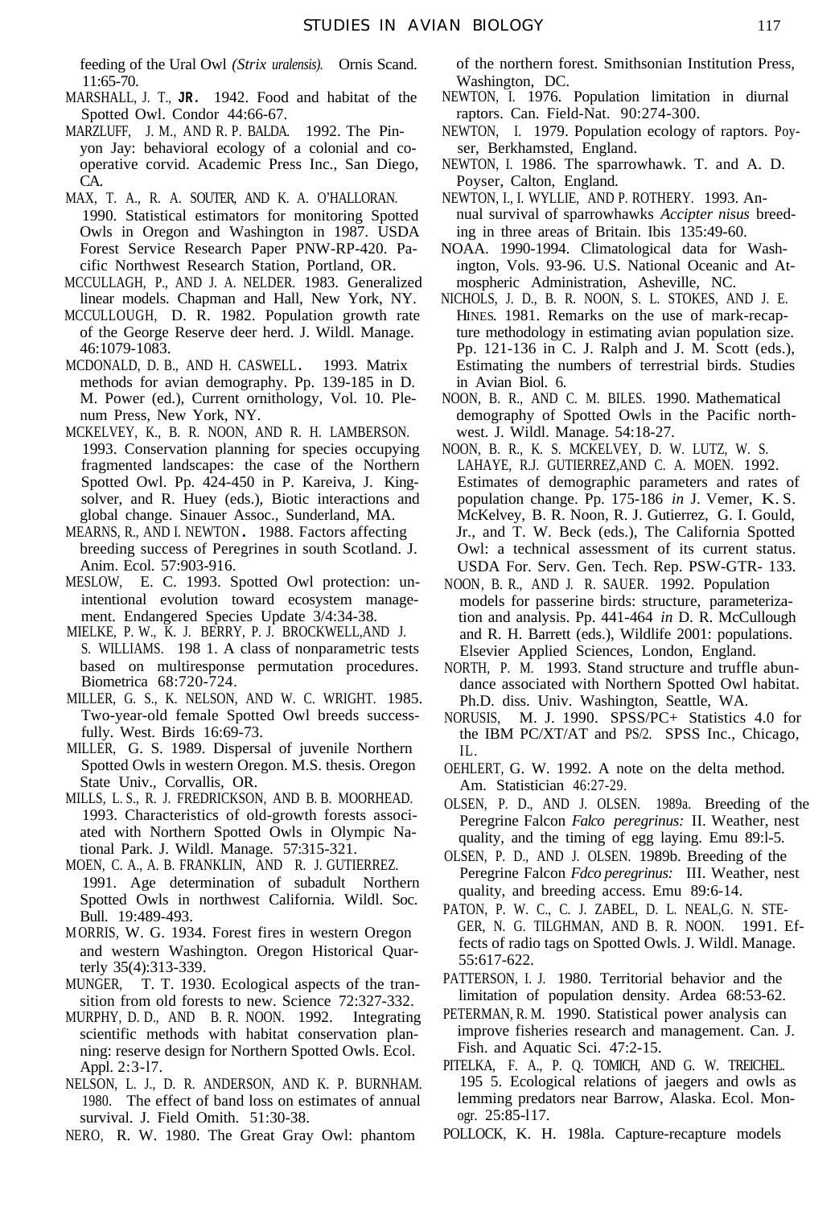feeding of the Ural Owl *(Strix uralensis).* Ornis Scand. 11:65-70.

MARSHALL, J. T., JR. 1942. Food and habitat of the Spotted Owl. Condor 44:66-67.

MARZLUFF, J. M., AND R. P. BALDA. 1992. The Pinyon Jay: behavioral ecology of a colonial and cooperative corvid. Academic Press Inc., San Diego, CA.

MAX, T. A., R. A. SOUTER, AND K. A. O'HALLORAN. 1990. Statistical estimators for monitoring Spotted Owls in Oregon and Washington in 1987. USDA Forest Service Research Paper PNW-RP-420. Pacific Northwest Research Station, Portland, OR.

MCCULLAGH, P., AND J. A. NELDER. 1983. Generalized linear models. Chapman and Hall, New York, NY.

MCCULLOUGH, D. R. 1982. Population growth rate of the George Reserve deer herd. J. Wildl. Manage. 46:1079-1083.

MCDONALD, D. B., AND H. CASWELL. 1993. Matrix methods for avian demography. Pp. 139-185 in D. M. Power (ed.), Current ornithology, Vol. 10. Plenum Press, New York, NY.

MCKELVEY, K., B. R. NOON, AND R. H. LAMBERSON. 1993. Conservation planning for species occupying fragmented landscapes: the case of the Northern Spotted Owl. Pp. 424-450 in P. Kareiva, J. Kingsolver, and R. Huey (eds.), Biotic interactions and global change. Sinauer Assoc., Sunderland, MA.

MEARNS, R., AND I. NEWTON. 1988. Factors affecting breeding success of Peregrines in south Scotland. J. Anim. Ecol. 57:903-916.

MESLOW, E. C. 1993. Spotted Owl protection: unintentional evolution toward ecosystem management. Endangered Species Update 3/4:34-38.

MIELKE, P. W., K. J. BERRY, P. J. BROCKWELL, AND J. S. WILLIAMS. 1981. A class of nonparametric tests based on multiresponse permutation procedures. Biometrica 68:720-724.

MILLER, G. S., K. NELSON, AND W. C. WRIGHT. 1985. Two-year-old female Spotted Owl breeds successfully. West. Birds 16:69-73.

MILLER, G. S. 1989. Dispersal of juvenile Northern Spotted Owls in western Oregon. M.S. thesis. Oregon State Univ., Corvallis, OR.

MILLS, L. S., R. J. FREDRICKSON, AND B. B. MOORHEAD. 1993. Characteristics of old-growth forests associated with Northern Spotted Owls in Olympic National Park. J. Wildl. Manage. 57:315-321.

MOEN, C. A., A. B. FRANKLIN, AND R. J. GUTIERREZ. 1991. Age determination of subadult Northern Spotted Owls in northwest California. Wildl. Soc. Bull. 19:489-493.

MORRIS, W. G. 1934. Forest fires in western Oregon and western Washington. Oregon Historical Quarterly 35(4):313-339.

MUNGER, T. T. 1930. Ecological aspects of the transition from old forests to new. Science 72:327-332.

MURPHY, D. D., AND B. R. NOON. 1992. Integrating scientific methods with habitat conservation planning: reserve design for Northern Spotted Owls. Ecol. Appl. 2:3-17.

NELSON, L. J., D. R. ANDERSON, AND K. P. BURNHAM. 1980. The effect of band loss on estimates of annual survival. J. Field Omith. 51:30-38.

NERO, R. W. 1980. The Great Gray Owl: phantom of the northern forest. Smithsonian Institution Press, Washington, DC.

NEWTON, I. 1976. Population limitation in diurnal raptors. Can. Field-Nat. 90:274-300.

NEWTON, I. 1979. Population ecology of raptors. Poyser, Berkhamsted, England.

NEWTON, I. 1986. The sparrowhawk. T. and A. D. Poyser, Calton, England.

NEWTON, I., I. WYLLIE, AND P. ROTHERY. 1993. Annual survival of sparrowhawks *Accipter nisus* breeding in three areas of Britain. Ibis 135:49-60.

NOAA. 1990-1994. Climatological data for Washington, Vols. 93-96. U.S. National Oceanic and Atmospheric Administration, Asheville, NC.

NICHOLS, J. D., B. R. NOON, S. L. STOKES, AND J. E. HINES. 1981. Remarks on the use of mark-recapture methodology in estimating avian population size. Pp. 121-136 in C. J. Ralph and J. M. Scott (eds.), Estimating the numbers of terrestrial birds. Studies in Avian Biol. 6.

NOON, B. R., AND C. M. BILES. 1990. Mathematical demography of Spotted Owls in the Pacific northwest. J. Wildl. Manage. 54:18-27.

NOON, B. R., K. S. MCKELVEY, D. W. LUTZ, W. S. LAHAYE, R.J. GUTIERREZ, AND C. A. MOEN. 1992. Estimates of demographic parameters and rates of population change. Pp. 175-186 *in* J. Verner, K. S. McKelvey, B. R. Noon, R. J. Gutierrez, G. I. Gould, Jr., and T. W. Beck (eds.), The California Spotted Owl: a technical assessment of its current status. USDA For. Serv. Gen. Tech. Rep. PSW-GTR- 133.

NOON, B. R., AND J. R. SAUER. 1992. Population models for passerine birds: structure, parameterization and analysis. Pp. 441-464 *in* D. R. McCullough and R. H. Barrett (eds.), Wildlife 2001: populations. Elsevier Applied Sciences, London, England.

NORTH, P. M. 1993. Stand structure and truffle abundance associated with Northern Spotted Owl habitat. Ph.D. diss. Univ. Washington, Seattle, WA.

NORUSIS, M. J. 1990. SPSS/PC+ Statistics 4.0 for the IBM PC/XT/AT and PS/2. SPSS Inc., Chicago, IL.

OEHLERT, G. W. 1992. A note on the delta method. Am. Statistician 46:27-29.

OLSEN, P. D., AND J. OLSEN. 1989a. Breeding of the Peregrine Falcon *Falco peregrinus:* II. Weather, nest quality, and the timing of egg laying. Emu 89:1-5.

OLSEN, P. D., AND J. OLSEN. 1989b. Breeding of the Peregrine Falcon *Fdco peregrinus:* III. Weather, nest quality, and breeding access. Emu 89:6-14.

PATON, P. W. C., C. J. ZABEL, D. L. NEAL, G. N. STEGER, N. G. TILGHMAN, AND B. R. NOON. 1991. Effects of radio tags on Spotted Owls. J. Wildl. Manage. 55:617-622.

PATTERSON, I. J. 1980. Territorial behavior and the limitation of population density. Ardea 68:53-62.

PETERMAN, R. M. 1990. Statistical power analysis can improve fisheries research and management. Can. J. Fish. and Aquatic Sci. 47:2-15.

PITELKA, F. A., P. Q. TOMICH, AND G. W. TREICHEL. 1955. Ecological relations of jaegers and owls as lemming predators near Barrow, Alaska. Ecol. Monogr. 25:85-117.

POLLOCK, K. H. 1981a. Capture-recapture models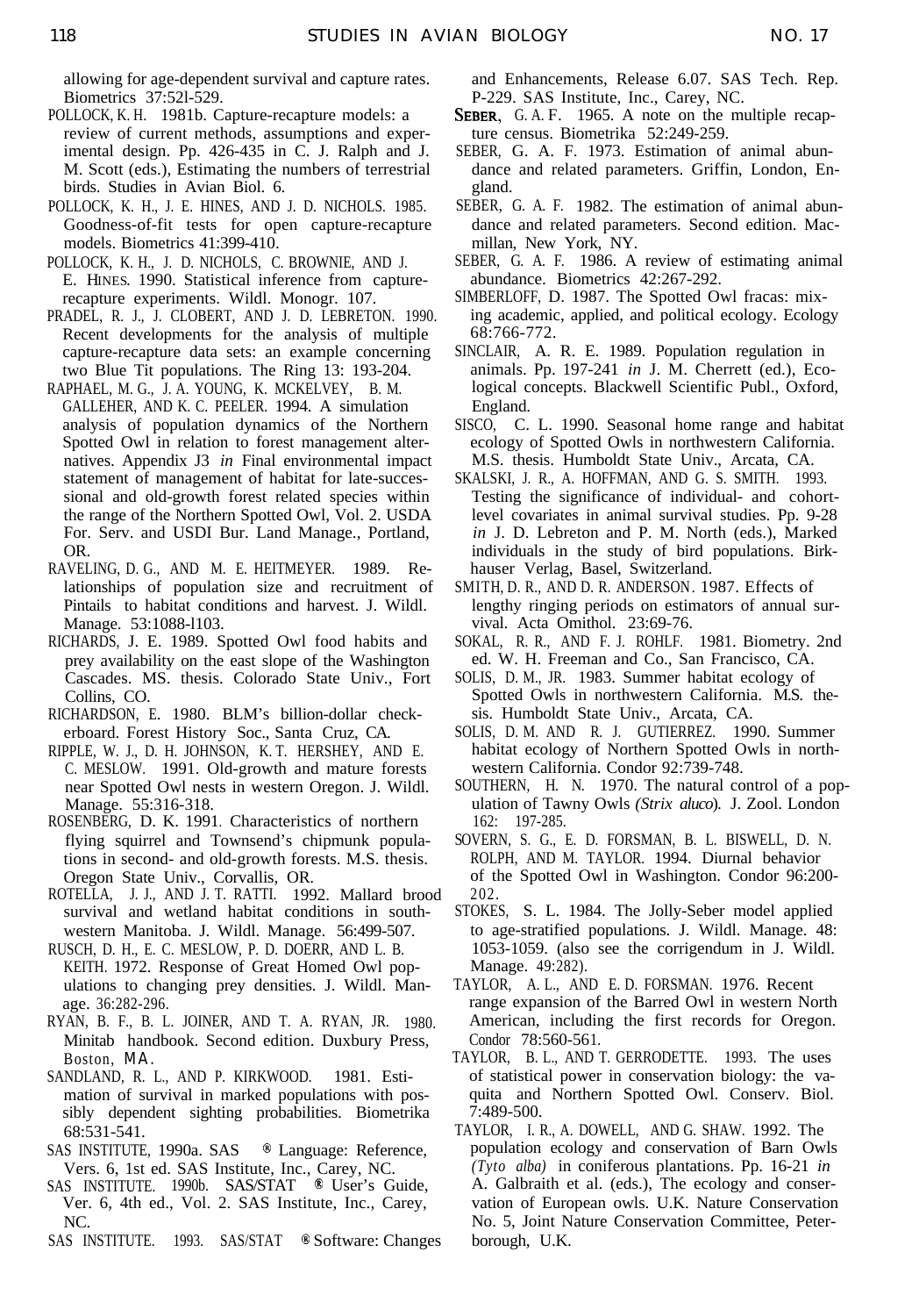allowing for age-dependent survival and capture rates. Biometrics 37:521-529.

POLLOCK, K. H. 1981b. Capture-recapture models: a review of current methods, assumptions and experimental design. Pp. 426-435 in C. J. Ralph and J. M. Scott (eds.), Estimating the numbers of terrestrial birds. Studies in Avian Biol. 6.

POLLOCK, K. H., J. E. HINES, AND J. D. NICHOLS. 1985. Goodness-of-fit tests for open capture-recapture models. Biometrics 41:399-410.

POLLOCK, K. H., J. D. NICHOLS, C. BROWNIE, AND J. E. HINES. 1990. Statistical inference from capture-recapture experiments. Wildl. Monogr. 107.

PRADEL, R. J., J. CLOBERT, AND J. D. LEBRETON. 1990. Recent developments for the analysis of multiple capture-recapture data sets: an example concerning two Blue Tit populations. The Ring 13: 193-204.

RAPHAEL, M. G., J. A. YOUNG, K. MCKELVEY, B. M. GALLEHER, AND K. C. PEELER. 1994. A simulation analysis of population dynamics of the Northern Spotted Owl in relation to forest management alternatives. Appendix J3 *in* Final environmental impact statement of management of habitat for late-successional and old-growth forest related species within the range of the Northern Spotted Owl, Vol. 2. USDA For. Serv. and USDI Bur. Land Manage., Portland, OR.

RAVELING, D. G., AND M. E. HEITMEYER. 1989. Relationships of population size and recruitment of Pintails to habitat conditions and harvest. J. Wildl. Manage. 53:1088-1103.

RICHARDS, J. E. 1989. Spotted Owl food habits and prey availability on the east slope of the Washington Cascades. MS. thesis. Colorado State Univ., Fort Collins, CO.

RICHARDSON, E. 1980. BLM's billion-dollar checkerboard. Forest History Soc., Santa Cruz, CA.

RIPPLE, W. J., D. H. JOHNSON, K. T. HERSHEY, AND E. C. MESLOW. 1991. Old-growth and mature forests near Spotted Owl nests in western Oregon. J. Wildl. Manage. 55:316-318.

ROSENBERG, D. K. 1991. Characteristics of northern flying squirrel and Townsend's chipmunk populations in second- and old-growth forests. M.S. thesis. Oregon State Univ., Corvallis, OR.

ROTELLA, J. J., AND J. T. RATTI. 1992. Mallard brood survival and wetland habitat conditions in southwestern Manitoba. J. Wildl. Manage. 56:499-507.

RUSCH, D. H., E. C. MESLOW, P. D. DOERR, AND L. B. KEITH. 1972. Response of Great Homed Owl populations to changing prey densities. J. Wildl. Manage. 36:282-296.

RYAN, B. F., B. L. JOINER, AND T. A. RYAN, JR. 1980. Minitab handbook. Second edition. Duxbury Press, Boston, MA.

SANDLAND, R. L., AND P. KIRKWOOD. 1981. Estimation of survival in marked populations with possibly dependent sighting probabilities. Biometrika 68:531-541.

SAS INSTITUTE, 1990a. SAS ® Language: Reference, Vers. 6, 1st ed. SAS Institute, Inc., Carey, NC.

SAS INSTITUTE. 1990b. SAS/STAT ® User's Guide, Ver. 6, 4th ed., Vol. 2. SAS Institute, Inc., Carey, NC.

SAS INSTITUTE. 1993. SAS/STAT ® Software: Changes and Enhancements, Release 6.07. SAS Tech. Rep. P-229. SAS Institute, Inc., Carey, NC.

SEBER, G. A. F. 1965. A note on the multiple recapture census. Biometrika 52:249-259.

SEBER, G. A. F. 1973. Estimation of animal abundance and related parameters. Griffin, London, England.

SEBER, G. A. F. 1982. The estimation of animal abundance and related parameters. Second edition. Macmillan, New York, NY.

SEBER, G. A. F. 1986. A review of estimating animal abundance. Biometrics 42:267-292.

SIMBERLOFF, D. 1987. The Spotted Owl fracas: mixing academic, applied, and political ecology. Ecology 68:766-772.

SINCLAIR, A. R. E. 1989. Population regulation in animals. Pp. 197-241 *in* J. M. Cherrett (ed.), Ecological concepts. Blackwell Scientific Publ., Oxford, England.

SISCO, C. L. 1990. Seasonal home range and habitat ecology of Spotted Owls in northwestern California. M.S. thesis. Humboldt State Univ., Arcata, CA.

SKALSKI, J. R., A. HOFFMAN, AND G. S. SMITH. 1993. Testing the significance of individual- and cohort-level covariates in animal survival studies. Pp. 9-28 *in* J. D. Lebreton and P. M. North (eds.), Marked individuals in the study of bird populations. Birkhauser Verlag, Basel, Switzerland.

SMITH, D. R., AND D. R. ANDERSON. 1987. Effects of lengthy ringing periods on estimators of annual survival. Acta Ornithol. 23:69-76.

SOKAL, R. R., AND F. J. ROHLF. 1981. Biometry. 2nd ed. W. H. Freeman and Co., San Francisco, CA.

SOLIS, D. M., JR. 1983. Summer habitat ecology of Spotted Owls in northwestern California. M.S. thesis. Humboldt State Univ., Arcata, CA.

SOLIS, D. M. AND R. J. GUTIERREZ. 1990. Summer habitat ecology of Northern Spotted Owls in northwestern California. Condor 92:739-748.

SOUTHERN, H. N. 1970. The natural control of a population of Tawny Owls *(Strix aluco)*. J. Zool. London 162: 197-285.

SOVERN, S. G., E. D. FORSMAN, B. L. BISWELL, D. N. ROLPH, AND M. TAYLOR. 1994. Diurnal behavior of the Spotted Owl in Washington. Condor 96:200-202.

STOKES, S. L. 1984. The Jolly-Seber model applied to age-stratified populations. J. Wildl. Manage. 48: 1053-1059. (also see the corrigendum in J. Wildl. Manage. 49:282).

TAYLOR, A. L., AND E. D. FORSMAN. 1976. Recent range expansion of the Barred Owl in western North American, including the first records for Oregon. Condor 78:560-561.

TAYLOR, B. L., AND T. GERRODETTE. 1993. The uses of statistical power in conservation biology: the vaquita and Northern Spotted Owl. Conserv. Biol. 7:489-500.

TAYLOR, I. R., A. DOWELL, AND G. SHAW. 1992. The population ecology and conservation of Barn Owls *(Tyto alba)* in coniferous plantations. Pp. 16-21 *in* A. Galbraith et al. (eds.), The ecology and conservation of European owls. U.K. Nature Conservation No. 5, Joint Nature Conservation Committee, Peterborough, U.K.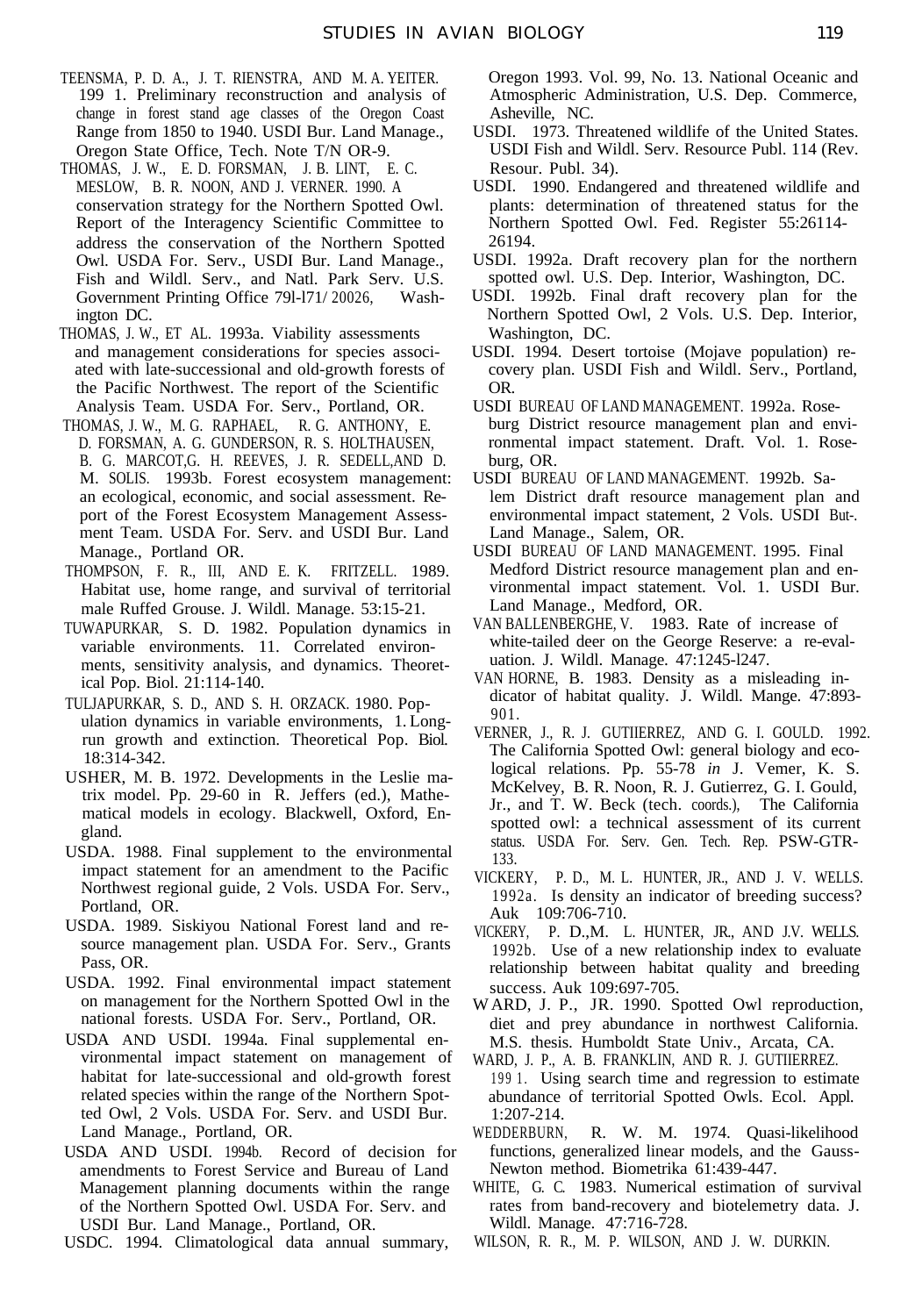TEENSMA, P. D. A., J. T. RIENSTRA, AND M. A. YEITER. 199 1. Preliminary reconstruction and analysis of change in forest stand age classes of the Oregon Coast Range from 1850 to 1940. USDI Bur. Land Manage., Oregon State Office, Tech. Note T/N OR-9.

THOMAS, J. W., E. D. FORSMAN, J. B. LINT, E. C. MESLOW, B. R. NOON, AND J. VERNER. 1990. A conservation strategy for the Northern Spotted Owl. Report of the Interagency Scientific Committee to address the conservation of the Northern Spotted Owl. USDA For. Serv., USDI Bur. Land Manage., Fish and Wildl. Serv., and Natl. Park Serv. U.S. Government Printing Office 79l-l71/ 20026, Washington DC.

THOMAS, J. W., ET AL. 1993a. Viability assessments and management considerations for species associated with late-successional and old-growth forests of the Pacific Northwest. The report of the Scientific Analysis Team. USDA For. Serv., Portland, OR.

THOMAS, J. W., M. G. RAPHAEL, R. G. ANTHONY, E. D. FORSMAN, A. G. GUNDERSON, R. S. HOLTHAUSEN, B. G. MARCOT,G. H. REEVES, J. R. SEDELL,AND D. M. SOLIS. 1993b. Forest ecosystem management: an ecological, economic, and social assessment. Report of the Forest Ecosystem Management Assessment Team. USDA For. Serv. and USDI Bur. Land Manage., Portland OR.

THOMPSON, F. R., III, AND E. K. FRITZELL. 1989. Habitat use, home range, and survival of territorial male Ruffed Grouse. J. Wildl. Manage. 53:15-21.

TUWAPURKAR, S. D. 1982. Population dynamics in variable environments. 11. Correlated environments, sensitivity analysis, and dynamics. Theoretical Pop. Biol. 21:114-140.

TULJAPURKAR, S. D., AND S. H. ORZACK. 1980. Population dynamics in variable environments, 1. Long-run growth and extinction. Theoretical Pop. Biol. 18:314-342.

USHER, M. B. 1972. Developments in the Leslie matrix model. Pp. 29-60 in R. Jeffers (ed.), Mathematical models in ecology. Blackwell, Oxford, England.

USDA. 1988. Final supplement to the environmental impact statement for an amendment to the Pacific Northwest regional guide, 2 Vols. USDA For. Serv., Portland, OR.

USDA. 1989. Siskiyou National Forest land and resource management plan. USDA For. Serv., Grants Pass, OR.

USDA. 1992. Final environmental impact statement on management for the Northern Spotted Owl in the national forests. USDA For. Serv., Portland, OR.

USDA AND USDI. 1994a. Final supplemental environmental impact statement on management of habitat for late-successional and old-growth forest related species within the range of the Northern Spotted Owl, 2 Vols. USDA For. Serv. and USDI Bur. Land Manage., Portland, OR.

USDA AND USDI. 1994b. Record of decision for amendments to Forest Service and Bureau of Land Management planning documents within the range of the Northern Spotted Owl. USDA For. Serv. and USDI Bur. Land Manage., Portland, OR.

USDC. 1994. Climatological data annual summary, Oregon 1993. Vol. 99, No. 13. National Oceanic and Atmospheric Administration, U.S. Dep. Commerce, Asheville, NC.

USDI. 1973. Threatened wildlife of the United States. USDI Fish and Wildl. Serv. Resource Publ. 114 (Rev. Resour. Publ. 34).

USDI. 1990. Endangered and threatened wildlife and plants: determination of threatened status for the Northern Spotted Owl. Fed. Register 55:26114-26194.

USDI. 1992a. Draft recovery plan for the northern spotted owl. U.S. Dep. Interior, Washington, DC.

USDI. 1992b. Final draft recovery plan for the Northern Spotted Owl, 2 Vols. U.S. Dep. Interior, Washington, DC.

USDI. 1994. Desert tortoise (Mojave population) recovery plan. USDI Fish and Wildl. Serv., Portland, OR.

USDI BUREAU OF LAND MANAGEMENT. 1992a. Roseburg District resource management plan and environmental impact statement. Draft. Vol. 1. Roseburg, OR.

USDI BUREAU OF LAND MANAGEMENT. 1992b. Salem District draft resource management plan and environmental impact statement, 2 Vols. USDI But-. Land Manage., Salem, OR.

USDI BUREAU OF LAND MANAGEMENT. 1995. Final Medford District resource management plan and environmental impact statement. Vol. 1. USDI Bur. Land Manage., Medford, OR.

VAN BALLENBERGHE, V. 1983. Rate of increase of white-tailed deer on the George Reserve: a re-evaluation. J. Wildl. Manage. 47:1245-l247.

VAN HORNE, B. 1983. Density as a misleading indicator of habitat quality. J. Wildl. Mange. 47:893-901.

VERNER, J., R. J. GUTIIERREZ, AND G. I. GOULD. 1992. The California Spotted Owl: general biology and ecological relations. Pp. 55-78 *in* J. Vemer, K. S. McKelvey, B. R. Noon, R. J. Gutierrez, G. I. Gould, Jr., and T. W. Beck (tech. coords.), The California spotted owl: a technical assessment of its current status. USDA For. Serv. Gen. Tech. Rep. PSW-GTR-133.

VICKERY, P. D., M. L. HUNTER, JR., AND J. V. WELLS. 1992a. Is density an indicator of breeding success? Auk 109:706-710.

VICKERY, P. D.,M. L. HUNTER, JR., AND J.V. WELLS. 1992b. Use of a new relationship index to evaluate relationship between habitat quality and breeding success. Auk 109:697-705.

WARD, J. P., JR. 1990. Spotted Owl reproduction, diet and prey abundance in northwest California. M.S. thesis. Humboldt State Univ., Arcata, CA.

WARD, J. P., A. B. FRANKLIN, AND R. J. GUTIIERREZ. 199 1. Using search time and regression to estimate abundance of territorial Spotted Owls. Ecol. Appl. 1:207-214.

WEDDERBURN, R. W. M. 1974. Quasi-likelihood functions, generalized linear models, and the Gauss-Newton method. Biometrika 61:439-447.

WHITE, G. C. 1983. Numerical estimation of survival rates from band-recovery and biotelemetry data. J. Wildl. Manage. 47:716-728.

WILSON, R. R., M. P. WILSON, AND J. W. DURKIN.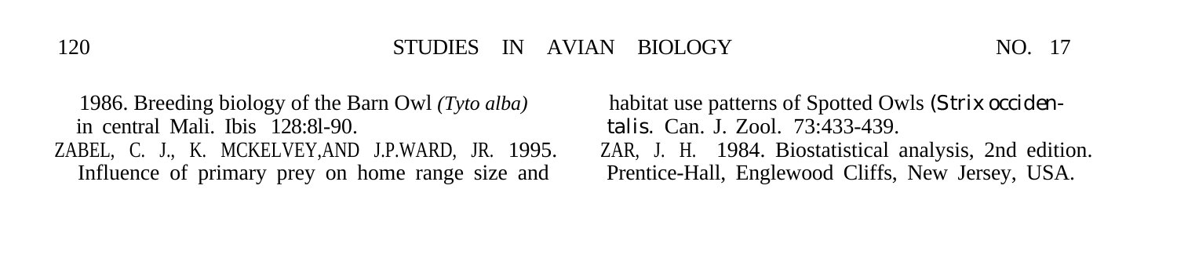1986. Breeding biology of the Barn Owl *(Tyto alba)* in central Mali. Ibis 128:8l-90.

ZABEL, C. J., K. MCKELVEY, AND J.P. WARD, JR. 1995. Influence of primary prey on home range size and habitat use patterns of Spotted Owls (*Strix occidentalis*. Can. J. Zool. 73:433-439.

ZAR, J. H. 1984. Biostatistical analysis, 2nd edition. Prentice-Hall, Englewood Cliffs, New Jersey, USA.